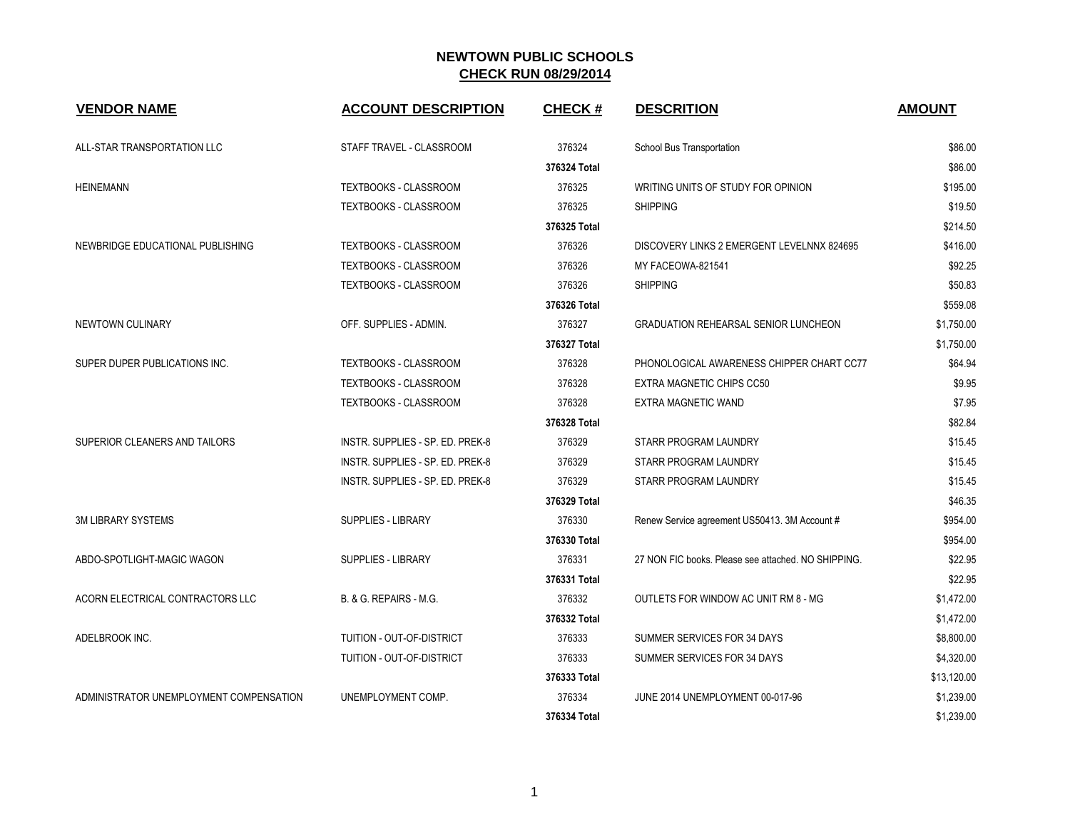# NEWTOWN PUBLIC SCHOOLS

## CHECK RUN 08/29/2014

| VENDOR NAME | ACCOUNT DESCRIPTION | CHECK # | DESCRITION | AMOUNT |
|---|---|---|---|---|
| ALL-STAR TRANSPORTATION LLC | STAFF TRAVEL - CLASSROOM | 376324 | School Bus Transportation | $86.00 |
| | | **376324 Total** | | $86.00 |
| HEINEMANN | TEXTBOOKS - CLASSROOM | 376325 | WRITING UNITS OF STUDY FOR OPINION | $195.00 |
| | TEXTBOOKS - CLASSROOM | 376325 | SHIPPING | $19.50 |
| | | **376325 Total** | | $214.50 |
| NEWBRIDGE EDUCATIONAL PUBLISHING | TEXTBOOKS - CLASSROOM | 376326 | DISCOVERY LINKS 2 EMERGENT LEVELNNX 824695 | $416.00 |
| | TEXTBOOKS - CLASSROOM | 376326 | MY FACEOWA-821541 | $92.25 |
| | TEXTBOOKS - CLASSROOM | 376326 | SHIPPING | $50.83 |
| | | **376326 Total** | | $559.08 |
| NEWTOWN CULINARY | OFF. SUPPLIES - ADMIN. | 376327 | GRADUATION REHEARSAL SENIOR LUNCHEON | $1,750.00 |
| | | **376327 Total** | | $1,750.00 |
| SUPER DUPER PUBLICATIONS INC. | TEXTBOOKS - CLASSROOM | 376328 | PHONOLOGICAL AWARENESS CHIPPER CHART CC77 | $64.94 |
| | TEXTBOOKS - CLASSROOM | 376328 | EXTRA MAGNETIC CHIPS CC50 | $9.95 |
| | TEXTBOOKS - CLASSROOM | 376328 | EXTRA MAGNETIC WAND | $7.95 |
| | | **376328 Total** | | $82.84 |
| SUPERIOR CLEANERS AND TAILORS | INSTR. SUPPLIES - SP. ED. PREK-8 | 376329 | STARR PROGRAM LAUNDRY | $15.45 |
| | INSTR. SUPPLIES - SP. ED. PREK-8 | 376329 | STARR PROGRAM LAUNDRY | $15.45 |
| | INSTR. SUPPLIES - SP. ED. PREK-8 | 376329 | STARR PROGRAM LAUNDRY | $15.45 |
| | | **376329 Total** | | $46.35 |
| 3M LIBRARY SYSTEMS | SUPPLIES - LIBRARY | 376330 | Renew Service agreement US50413. 3M Account # | $954.00 |
| | | **376330 Total** | | $954.00 |
| ABDO-SPOTLIGHT-MAGIC WAGON | SUPPLIES - LIBRARY | 376331 | 27 NON FIC books. Please see attached. NO SHIPPING. | $22.95 |
| | | **376331 Total** | | $22.95 |
| ACORN ELECTRICAL CONTRACTORS LLC | B. & G. REPAIRS - M.G. | 376332 | OUTLETS FOR WINDOW AC UNIT RM 8 - MG | $1,472.00 |
| | | **376332 Total** | | $1,472.00 |
| ADELBROOK INC. | TUITION - OUT-OF-DISTRICT | 376333 | SUMMER SERVICES FOR 34 DAYS | $8,800.00 |
| | TUITION - OUT-OF-DISTRICT | 376333 | SUMMER SERVICES FOR 34 DAYS | $4,320.00 |
| | | **376333 Total** | | $13,120.00 |
| ADMINISTRATOR UNEMPLOYMENT COMPENSATION | UNEMPLOYMENT COMP. | 376334 | JUNE 2014 UNEMPLOYMENT 00-017-96 | $1,239.00 |
| | | **376334 Total** | | $1,239.00 |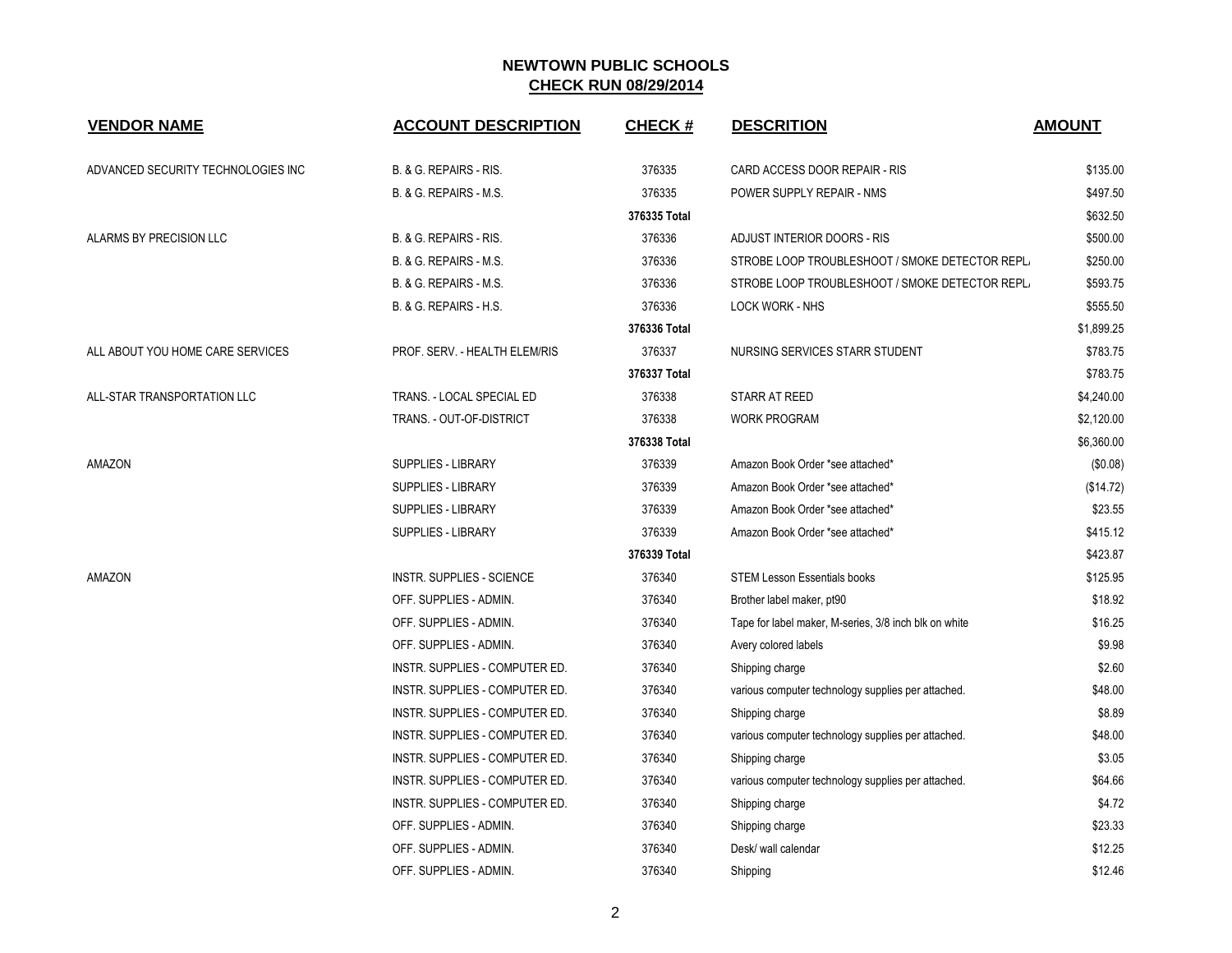## NEWTOWN PUBLIC SCHOOLS

**CHECK RUN 08/29/2014**

| VENDOR NAME | ACCOUNT DESCRIPTION | CHECK # | DESCRITION | AMOUNT |
|---|---|---|---|---|
| ADVANCED SECURITY TECHNOLOGIES INC | B. & G. REPAIRS - RIS. | 376335 | CARD ACCESS DOOR REPAIR - RIS | $135.00 |
| | B. & G. REPAIRS - M.S. | 376335 | POWER SUPPLY REPAIR - NMS | $497.50 |
| | | 376335 Total | | $632.50 |
| ALARMS BY PRECISION LLC | B. & G. REPAIRS - RIS. | 376336 | ADJUST INTERIOR DOORS - RIS | $500.00 |
| | B. & G. REPAIRS - M.S. | 376336 | STROBE LOOP TROUBLESHOOT / SMOKE DETECTOR REPL/ | $250.00 |
| | B. & G. REPAIRS - M.S. | 376336 | STROBE LOOP TROUBLESHOOT / SMOKE DETECTOR REPL/ | $593.75 |
| | B. & G. REPAIRS - H.S. | 376336 | LOCK WORK - NHS | $555.50 |
| | | 376336 Total | | $1,899.25 |
| ALL ABOUT YOU HOME CARE SERVICES | PROF. SERV. - HEALTH ELEM/RIS | 376337 | NURSING SERVICES STARR STUDENT | $783.75 |
| | | 376337 Total | | $783.75 |
| ALL-STAR TRANSPORTATION LLC | TRANS. - LOCAL SPECIAL ED | 376338 | STARR AT REED | $4,240.00 |
| | TRANS. - OUT-OF-DISTRICT | 376338 | WORK PROGRAM | $2,120.00 |
| | | 376338 Total | | $6,360.00 |
| AMAZON | SUPPLIES - LIBRARY | 376339 | Amazon Book Order *see attached* | ($0.08) |
| | SUPPLIES - LIBRARY | 376339 | Amazon Book Order *see attached* | ($14.72) |
| | SUPPLIES - LIBRARY | 376339 | Amazon Book Order *see attached* | $23.55 |
| | SUPPLIES - LIBRARY | 376339 | Amazon Book Order *see attached* | $415.12 |
| | | 376339 Total | | $423.87 |
| AMAZON | INSTR. SUPPLIES - SCIENCE | 376340 | STEM Lesson Essentials books | $125.95 |
| | OFF. SUPPLIES - ADMIN. | 376340 | Brother label maker, pt90 | $18.92 |
| | OFF. SUPPLIES - ADMIN. | 376340 | Tape for label maker, M-series, 3/8 inch blk on white | $16.25 |
| | OFF. SUPPLIES - ADMIN. | 376340 | Avery colored labels | $9.98 |
| | INSTR. SUPPLIES - COMPUTER ED. | 376340 | Shipping charge | $2.60 |
| | INSTR. SUPPLIES - COMPUTER ED. | 376340 | various computer technology supplies per attached. | $48.00 |
| | INSTR. SUPPLIES - COMPUTER ED. | 376340 | Shipping charge | $8.89 |
| | INSTR. SUPPLIES - COMPUTER ED. | 376340 | various computer technology supplies per attached. | $48.00 |
| | INSTR. SUPPLIES - COMPUTER ED. | 376340 | Shipping charge | $3.05 |
| | INSTR. SUPPLIES - COMPUTER ED. | 376340 | various computer technology supplies per attached. | $64.66 |
| | INSTR. SUPPLIES - COMPUTER ED. | 376340 | Shipping charge | $4.72 |
| | OFF. SUPPLIES - ADMIN. | 376340 | Shipping charge | $23.33 |
| | OFF. SUPPLIES - ADMIN. | 376340 | Desk/ wall calendar | $12.25 |
| | OFF. SUPPLIES - ADMIN. | 376340 | Shipping | $12.46 |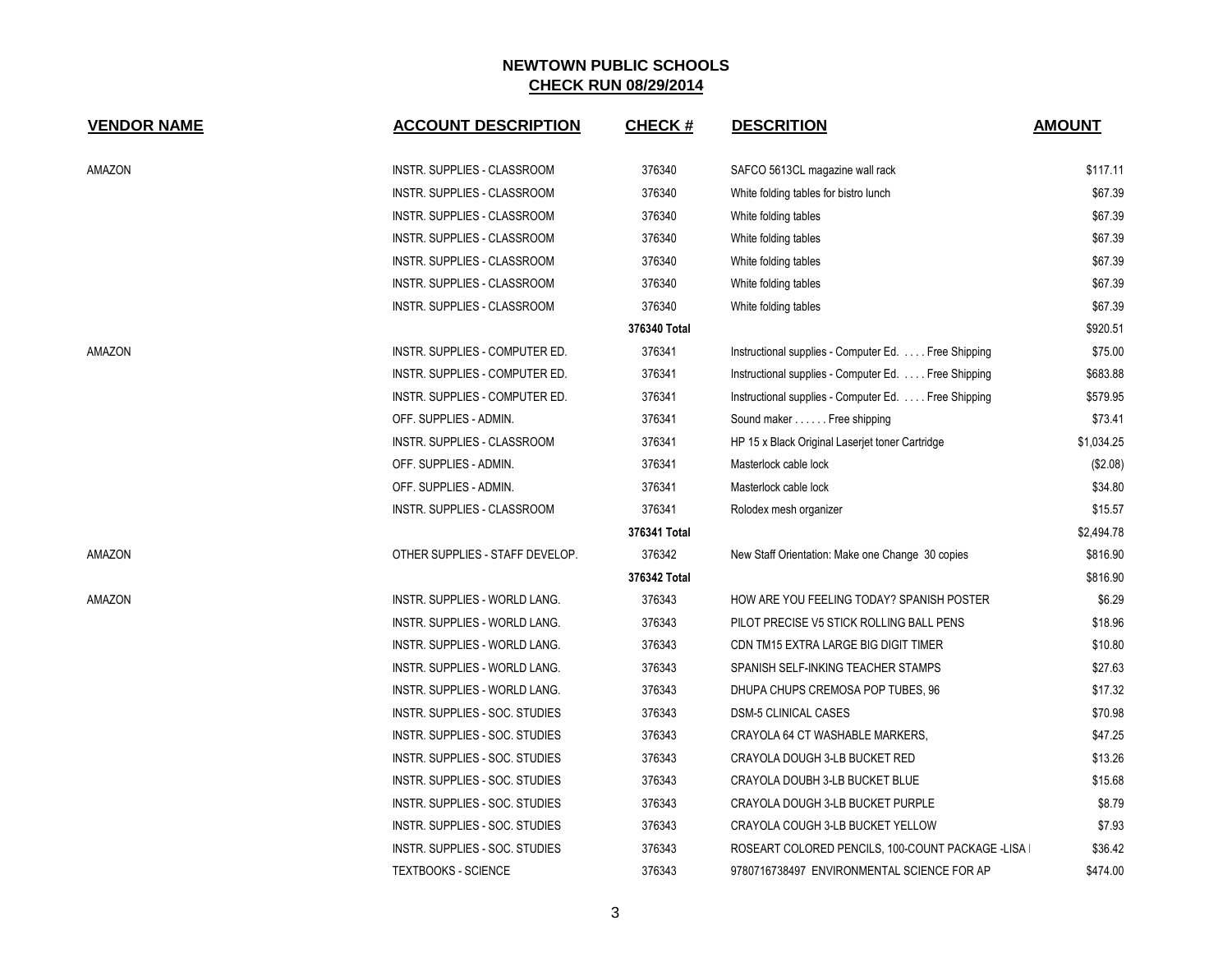**NEWTOWN PUBLIC SCHOOLS**
**CHECK RUN 08/29/2014**

| VENDOR NAME | ACCOUNT DESCRIPTION | CHECK # | DESCRITION | AMOUNT |
|---|---|---|---|---|
| AMAZON | INSTR. SUPPLIES - CLASSROOM | 376340 | SAFCO 5613CL magazine wall rack | $117.11 |
| | INSTR. SUPPLIES - CLASSROOM | 376340 | White folding tables for bistro lunch | $67.39 |
| | INSTR. SUPPLIES - CLASSROOM | 376340 | White folding tables | $67.39 |
| | INSTR. SUPPLIES - CLASSROOM | 376340 | White folding tables | $67.39 |
| | INSTR. SUPPLIES - CLASSROOM | 376340 | White folding tables | $67.39 |
| | INSTR. SUPPLIES - CLASSROOM | 376340 | White folding tables | $67.39 |
| | INSTR. SUPPLIES - CLASSROOM | 376340 | White folding tables | $67.39 |
| | | **376340 Total** | | $920.51 |
| AMAZON | INSTR. SUPPLIES - COMPUTER ED. | 376341 | Instructional supplies - Computer Ed. . . . . Free Shipping | $75.00 |
| | INSTR. SUPPLIES - COMPUTER ED. | 376341 | Instructional supplies - Computer Ed. . . . . Free Shipping | $683.88 |
| | INSTR. SUPPLIES - COMPUTER ED. | 376341 | Instructional supplies - Computer Ed. . . . . Free Shipping | $579.95 |
| | OFF. SUPPLIES - ADMIN. | 376341 | Sound maker . . . . . . Free shipping | $73.41 |
| | INSTR. SUPPLIES - CLASSROOM | 376341 | HP 15 x Black Original Laserjet toner Cartridge | $1,034.25 |
| | OFF. SUPPLIES - ADMIN. | 376341 | Masterlock cable lock | ($2.08) |
| | OFF. SUPPLIES - ADMIN. | 376341 | Masterlock cable lock | $34.80 |
| | INSTR. SUPPLIES - CLASSROOM | 376341 | Rolodex mesh organizer | $15.57 |
| | | **376341 Total** | | $2,494.78 |
| AMAZON | OTHER SUPPLIES - STAFF DEVELOP. | 376342 | New Staff Orientation: Make one Change 30 copies | $816.90 |
| | | **376342 Total** | | $816.90 |
| AMAZON | INSTR. SUPPLIES - WORLD LANG. | 376343 | HOW ARE YOU FEELING TODAY? SPANISH POSTER | $6.29 |
| | INSTR. SUPPLIES - WORLD LANG. | 376343 | PILOT PRECISE V5 STICK ROLLING BALL PENS | $18.96 |
| | INSTR. SUPPLIES - WORLD LANG. | 376343 | CDN TM15 EXTRA LARGE BIG DIGIT TIMER | $10.80 |
| | INSTR. SUPPLIES - WORLD LANG. | 376343 | SPANISH SELF-INKING TEACHER STAMPS | $27.63 |
| | INSTR. SUPPLIES - WORLD LANG. | 376343 | DHUPA CHUPS CREMOSA POP TUBES, 96 | $17.32 |
| | INSTR. SUPPLIES - SOC. STUDIES | 376343 | DSM-5 CLINICAL CASES | $70.98 |
| | INSTR. SUPPLIES - SOC. STUDIES | 376343 | CRAYOLA 64 CT WASHABLE MARKERS, | $47.25 |
| | INSTR. SUPPLIES - SOC. STUDIES | 376343 | CRAYOLA DOUGH 3-LB BUCKET RED | $13.26 |
| | INSTR. SUPPLIES - SOC. STUDIES | 376343 | CRAYOLA DOUBH 3-LB BUCKET BLUE | $15.68 |
| | INSTR. SUPPLIES - SOC. STUDIES | 376343 | CRAYOLA DOUGH 3-LB BUCKET PURPLE | $8.79 |
| | INSTR. SUPPLIES - SOC. STUDIES | 376343 | CRAYOLA COUGH 3-LB BUCKET YELLOW | $7.93 |
| | INSTR. SUPPLIES - SOC. STUDIES | 376343 | ROSEART COLORED PENCILS, 100-COUNT PACKAGE -LISA I | $36.42 |
| | TEXTBOOKS - SCIENCE | 376343 | 9780716738497 ENVIRONMENTAL SCIENCE FOR AP | $474.00 |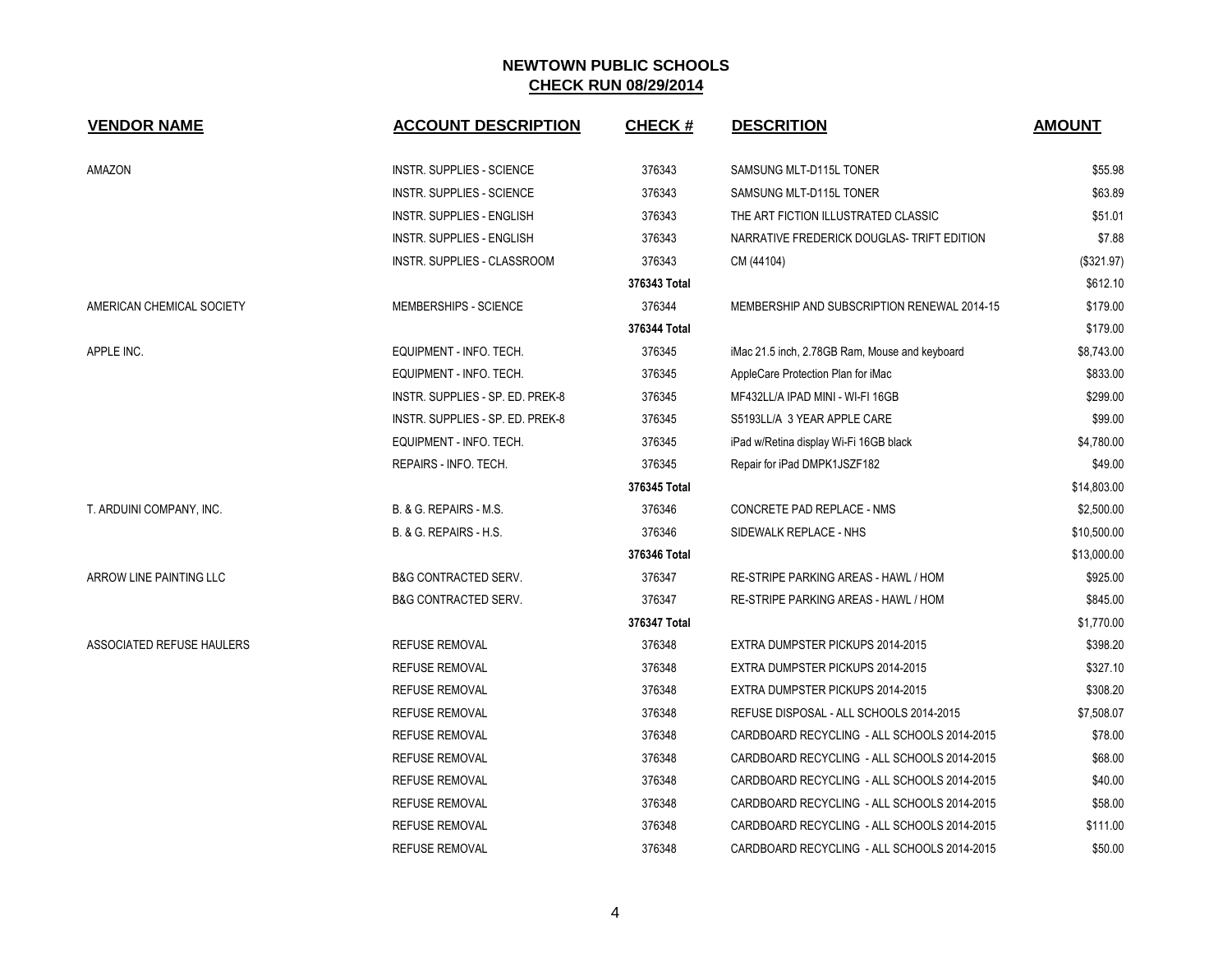# NEWTOWN PUBLIC SCHOOLS

## CHECK RUN 08/29/2014

| VENDOR NAME | ACCOUNT DESCRIPTION | CHECK # | DESCRITION | AMOUNT |
|---|---|---|---|---|
| AMAZON | INSTR. SUPPLIES - SCIENCE | 376343 | SAMSUNG MLT-D115L TONER | $55.98 |
| | INSTR. SUPPLIES - SCIENCE | 376343 | SAMSUNG MLT-D115L TONER | $63.89 |
| | INSTR. SUPPLIES - ENGLISH | 376343 | THE ART FICTION ILLUSTRATED CLASSIC | $51.01 |
| | INSTR. SUPPLIES - ENGLISH | 376343 | NARRATIVE FREDERICK DOUGLAS- TRIFT EDITION | $7.88 |
| | INSTR. SUPPLIES - CLASSROOM | 376343 | CM (44104) | ($321.97) |
| | | **376343 Total** | | $612.10 |
| AMERICAN CHEMICAL SOCIETY | MEMBERSHIPS - SCIENCE | 376344 | MEMBERSHIP AND SUBSCRIPTION RENEWAL 2014-15 | $179.00 |
| | | **376344 Total** | | $179.00 |
| APPLE INC. | EQUIPMENT - INFO. TECH. | 376345 | iMac 21.5 inch, 2.78GB Ram, Mouse and keyboard | $8,743.00 |
| | EQUIPMENT - INFO. TECH. | 376345 | AppleCare Protection Plan for iMac | $833.00 |
| | INSTR. SUPPLIES - SP. ED. PREK-8 | 376345 | MF432LL/A IPAD MINI - WI-FI 16GB | $299.00 |
| | INSTR. SUPPLIES - SP. ED. PREK-8 | 376345 | S5193LL/A 3 YEAR APPLE CARE | $99.00 |
| | EQUIPMENT - INFO. TECH. | 376345 | iPad w/Retina display Wi-Fi 16GB black | $4,780.00 |
| | REPAIRS - INFO. TECH. | 376345 | Repair for iPad DMPK1JSZF182 | $49.00 |
| | | **376345 Total** | | $14,803.00 |
| T. ARDUINI COMPANY, INC. | B. & G. REPAIRS - M.S. | 376346 | CONCRETE PAD REPLACE - NMS | $2,500.00 |
| | B. & G. REPAIRS - H.S. | 376346 | SIDEWALK REPLACE - NHS | $10,500.00 |
| | | **376346 Total** | | $13,000.00 |
| ARROW LINE PAINTING LLC | B&G CONTRACTED SERV. | 376347 | RE-STRIPE PARKING AREAS - HAWL / HOM | $925.00 |
| | B&G CONTRACTED SERV. | 376347 | RE-STRIPE PARKING AREAS - HAWL / HOM | $845.00 |
| | | **376347 Total** | | $1,770.00 |
| ASSOCIATED REFUSE HAULERS | REFUSE REMOVAL | 376348 | EXTRA DUMPSTER PICKUPS 2014-2015 | $398.20 |
| | REFUSE REMOVAL | 376348 | EXTRA DUMPSTER PICKUPS 2014-2015 | $327.10 |
| | REFUSE REMOVAL | 376348 | EXTRA DUMPSTER PICKUPS 2014-2015 | $308.20 |
| | REFUSE REMOVAL | 376348 | REFUSE DISPOSAL - ALL SCHOOLS 2014-2015 | $7,508.07 |
| | REFUSE REMOVAL | 376348 | CARDBOARD RECYCLING - ALL SCHOOLS 2014-2015 | $78.00 |
| | REFUSE REMOVAL | 376348 | CARDBOARD RECYCLING - ALL SCHOOLS 2014-2015 | $68.00 |
| | REFUSE REMOVAL | 376348 | CARDBOARD RECYCLING - ALL SCHOOLS 2014-2015 | $40.00 |
| | REFUSE REMOVAL | 376348 | CARDBOARD RECYCLING - ALL SCHOOLS 2014-2015 | $58.00 |
| | REFUSE REMOVAL | 376348 | CARDBOARD RECYCLING - ALL SCHOOLS 2014-2015 | $111.00 |
| | REFUSE REMOVAL | 376348 | CARDBOARD RECYCLING - ALL SCHOOLS 2014-2015 | $50.00 |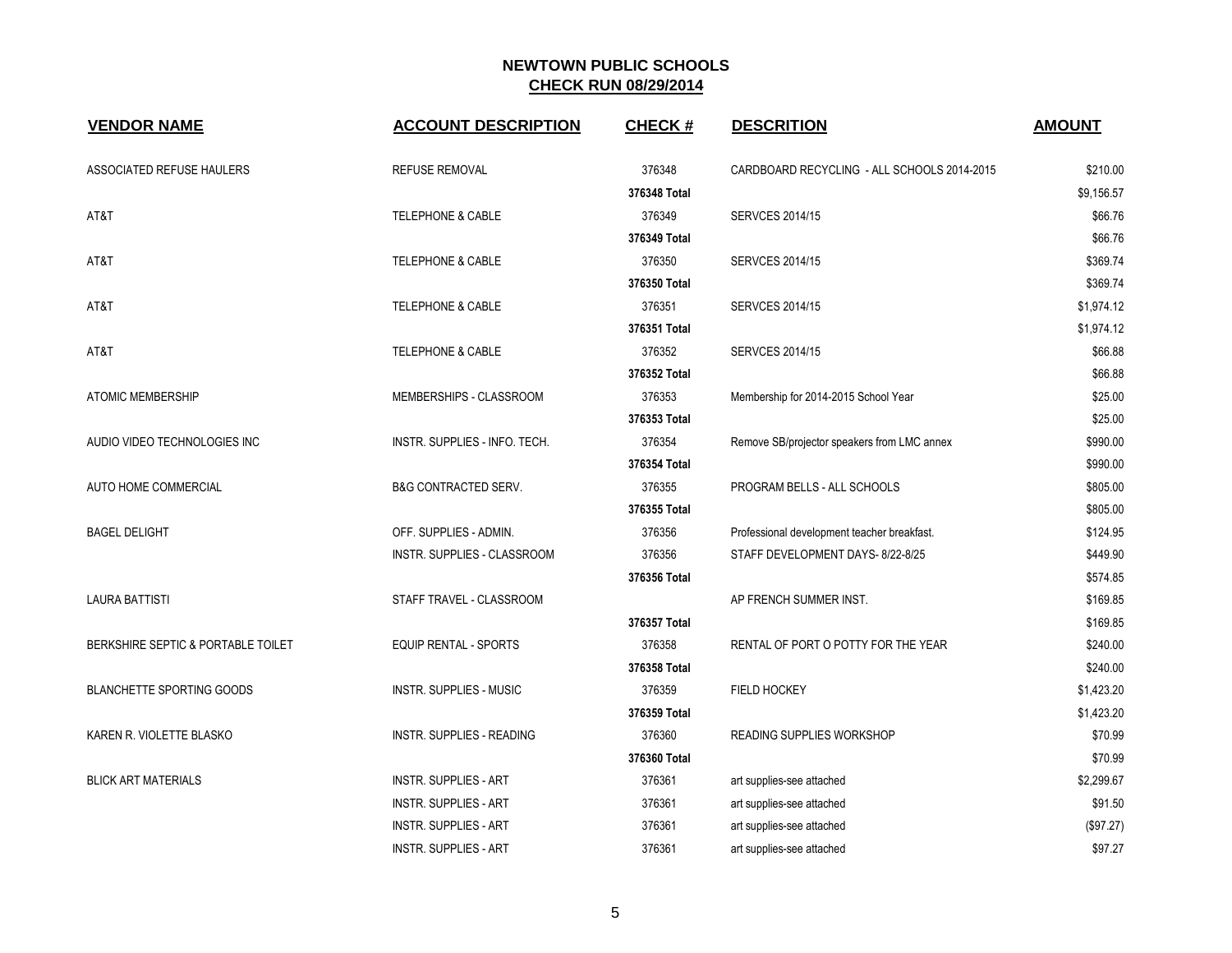## NEWTOWN PUBLIC SCHOOLS
## CHECK RUN 08/29/2014

| VENDOR NAME | ACCOUNT DESCRIPTION | CHECK # | DESCRITION | AMOUNT |
|---|---|---|---|---|
| ASSOCIATED REFUSE HAULERS | REFUSE REMOVAL | 376348 | CARDBOARD RECYCLING - ALL SCHOOLS 2014-2015 | $210.00 |
| | | 376348 Total | | $9,156.57 |
| AT&T | TELEPHONE & CABLE | 376349 | SERVCES 2014/15 | $66.76 |
| | | 376349 Total | | $66.76 |
| AT&T | TELEPHONE & CABLE | 376350 | SERVCES 2014/15 | $369.74 |
| | | 376350 Total | | $369.74 |
| AT&T | TELEPHONE & CABLE | 376351 | SERVCES 2014/15 | $1,974.12 |
| | | 376351 Total | | $1,974.12 |
| AT&T | TELEPHONE & CABLE | 376352 | SERVCES 2014/15 | $66.88 |
| | | 376352 Total | | $66.88 |
| ATOMIC MEMBERSHIP | MEMBERSHIPS - CLASSROOM | 376353 | Membership for 2014-2015 School Year | $25.00 |
| | | 376353 Total | | $25.00 |
| AUDIO VIDEO TECHNOLOGIES INC | INSTR. SUPPLIES - INFO. TECH. | 376354 | Remove SB/projector speakers from LMC annex | $990.00 |
| | | 376354 Total | | $990.00 |
| AUTO HOME COMMERCIAL | B&G CONTRACTED SERV. | 376355 | PROGRAM BELLS - ALL SCHOOLS | $805.00 |
| | | 376355 Total | | $805.00 |
| BAGEL DELIGHT | OFF. SUPPLIES - ADMIN. | 376356 | Professional development teacher breakfast. | $124.95 |
| | INSTR. SUPPLIES - CLASSROOM | 376356 | STAFF DEVELOPMENT DAYS- 8/22-8/25 | $449.90 |
| | | 376356 Total | | $574.85 |
| LAURA BATTISTI | STAFF TRAVEL - CLASSROOM | | AP FRENCH SUMMER INST. | $169.85 |
| | | 376357 Total | | $169.85 |
| BERKSHIRE SEPTIC & PORTABLE TOILET | EQUIP RENTAL - SPORTS | 376358 | RENTAL OF PORT O POTTY FOR THE YEAR | $240.00 |
| | | 376358 Total | | $240.00 |
| BLANCHETTE SPORTING GOODS | INSTR. SUPPLIES - MUSIC | 376359 | FIELD HOCKEY | $1,423.20 |
| | | 376359 Total | | $1,423.20 |
| KAREN R. VIOLETTE BLASKO | INSTR. SUPPLIES - READING | 376360 | READING SUPPLIES WORKSHOP | $70.99 |
| | | 376360 Total | | $70.99 |
| BLICK ART MATERIALS | INSTR. SUPPLIES - ART | 376361 | art supplies-see attached | $2,299.67 |
| | INSTR. SUPPLIES - ART | 376361 | art supplies-see attached | $91.50 |
| | INSTR. SUPPLIES - ART | 376361 | art supplies-see attached | ($97.27) |
| | INSTR. SUPPLIES - ART | 376361 | art supplies-see attached | $97.27 |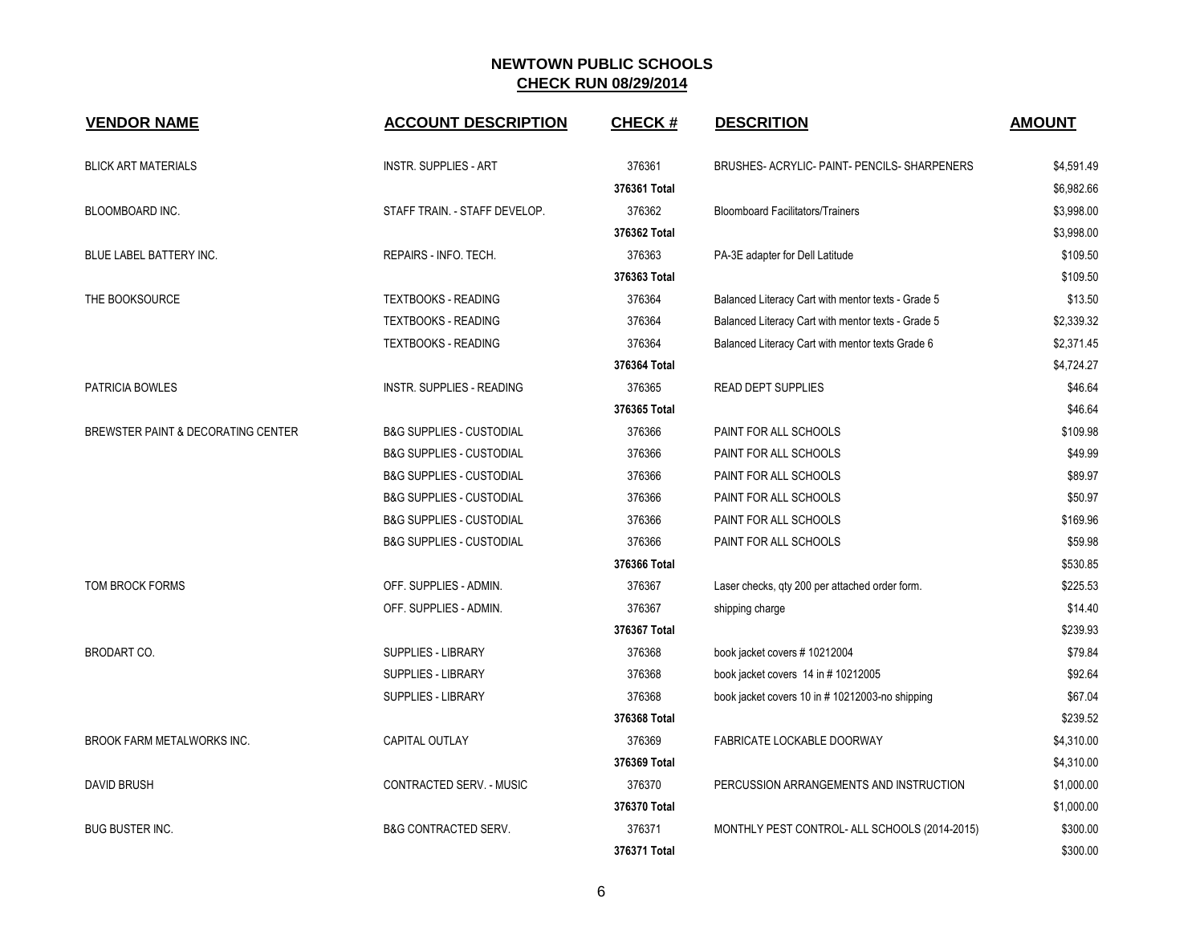**NEWTOWN PUBLIC SCHOOLS**
**CHECK RUN 08/29/2014**

| VENDOR NAME | ACCOUNT DESCRIPTION | CHECK # | DESCRITION | AMOUNT |
|---|---|---|---|---|
| BLICK ART MATERIALS | INSTR. SUPPLIES - ART | 376361 | BRUSHES- ACRYLIC- PAINT- PENCILS- SHARPENERS | $4,591.49 |
| | | **376361 Total** | | $6,982.66 |
| BLOOMBOARD INC. | STAFF TRAIN. - STAFF DEVELOP. | 376362 | Bloomboard Facilitators/Trainers | $3,998.00 |
| | | **376362 Total** | | $3,998.00 |
| BLUE LABEL BATTERY INC. | REPAIRS - INFO. TECH. | 376363 | PA-3E adapter for Dell Latitude | $109.50 |
| | | **376363 Total** | | $109.50 |
| THE BOOKSOURCE | TEXTBOOKS - READING | 376364 | Balanced Literacy Cart with mentor texts - Grade 5 | $13.50 |
| | TEXTBOOKS - READING | 376364 | Balanced Literacy Cart with mentor texts - Grade 5 | $2,339.32 |
| | TEXTBOOKS - READING | 376364 | Balanced Literacy Cart with mentor texts Grade 6 | $2,371.45 |
| | | **376364 Total** | | $4,724.27 |
| PATRICIA BOWLES | INSTR. SUPPLIES - READING | 376365 | READ DEPT SUPPLIES | $46.64 |
| | | **376365 Total** | | $46.64 |
| BREWSTER PAINT & DECORATING CENTER | B&G SUPPLIES - CUSTODIAL | 376366 | PAINT FOR ALL SCHOOLS | $109.98 |
| | B&G SUPPLIES - CUSTODIAL | 376366 | PAINT FOR ALL SCHOOLS | $49.99 |
| | B&G SUPPLIES - CUSTODIAL | 376366 | PAINT FOR ALL SCHOOLS | $89.97 |
| | B&G SUPPLIES - CUSTODIAL | 376366 | PAINT FOR ALL SCHOOLS | $50.97 |
| | B&G SUPPLIES - CUSTODIAL | 376366 | PAINT FOR ALL SCHOOLS | $169.96 |
| | B&G SUPPLIES - CUSTODIAL | 376366 | PAINT FOR ALL SCHOOLS | $59.98 |
| | | **376366 Total** | | $530.85 |
| TOM BROCK FORMS | OFF. SUPPLIES - ADMIN. | 376367 | Laser checks, qty 200 per attached order form. | $225.53 |
| | OFF. SUPPLIES - ADMIN. | 376367 | shipping charge | $14.40 |
| | | **376367 Total** | | $239.93 |
| BRODART CO. | SUPPLIES - LIBRARY | 376368 | book jacket covers # 10212004 | $79.84 |
| | SUPPLIES - LIBRARY | 376368 | book jacket covers 14 in # 10212005 | $92.64 |
| | SUPPLIES - LIBRARY | 376368 | book jacket covers 10 in # 10212003-no shipping | $67.04 |
| | | **376368 Total** | | $239.52 |
| BROOK FARM METALWORKS INC. | CAPITAL OUTLAY | 376369 | FABRICATE LOCKABLE DOORWAY | $4,310.00 |
| | | **376369 Total** | | $4,310.00 |
| DAVID BRUSH | CONTRACTED SERV. - MUSIC | 376370 | PERCUSSION ARRANGEMENTS AND INSTRUCTION | $1,000.00 |
| | | **376370 Total** | | $1,000.00 |
| BUG BUSTER INC. | B&G CONTRACTED SERV. | 376371 | MONTHLY PEST CONTROL- ALL SCHOOLS (2014-2015) | $300.00 |
| | | **376371 Total** | | $300.00 |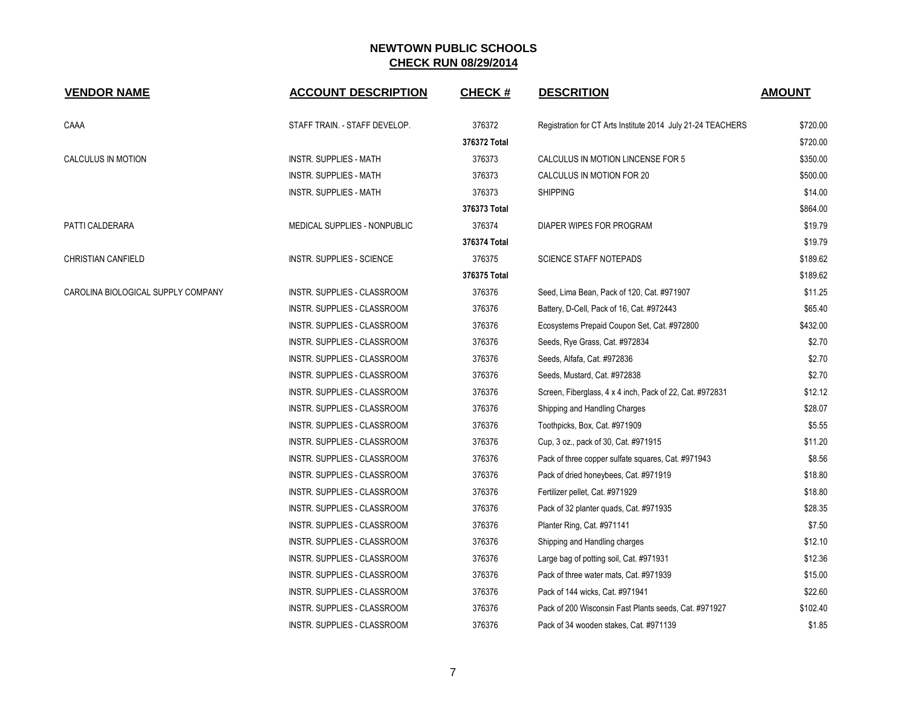## NEWTOWN PUBLIC SCHOOLS
## CHECK RUN 08/29/2014

| VENDOR NAME | ACCOUNT DESCRIPTION | CHECK # | DESCRITION | AMOUNT |
|---|---|---|---|---|
| CAAA | STAFF TRAIN. - STAFF DEVELOP. | 376372 | Registration for CT Arts Institute 2014 July 21-24 TEACHERS | $720.00 |
| | | 376372 Total | | $720.00 |
| CALCULUS IN MOTION | INSTR. SUPPLIES - MATH | 376373 | CALCULUS IN MOTION LINCENSE FOR 5 | $350.00 |
| | INSTR. SUPPLIES - MATH | 376373 | CALCULUS IN MOTION FOR 20 | $500.00 |
| | INSTR. SUPPLIES - MATH | 376373 | SHIPPING | $14.00 |
| | | 376373 Total | | $864.00 |
| PATTI CALDERARA | MEDICAL SUPPLIES - NONPUBLIC | 376374 | DIAPER WIPES FOR PROGRAM | $19.79 |
| | | 376374 Total | | $19.79 |
| CHRISTIAN CANFIELD | INSTR. SUPPLIES - SCIENCE | 376375 | SCIENCE STAFF NOTEPADS | $189.62 |
| | | 376375 Total | | $189.62 |
| CAROLINA BIOLOGICAL SUPPLY COMPANY | INSTR. SUPPLIES - CLASSROOM | 376376 | Seed, Lima Bean, Pack of 120, Cat. #971907 | $11.25 |
| | INSTR. SUPPLIES - CLASSROOM | 376376 | Battery, D-Cell, Pack of 16, Cat. #972443 | $65.40 |
| | INSTR. SUPPLIES - CLASSROOM | 376376 | Ecosystems Prepaid Coupon Set, Cat. #972800 | $432.00 |
| | INSTR. SUPPLIES - CLASSROOM | 376376 | Seeds, Rye Grass, Cat. #972834 | $2.70 |
| | INSTR. SUPPLIES - CLASSROOM | 376376 | Seeds, Alfafa, Cat. #972836 | $2.70 |
| | INSTR. SUPPLIES - CLASSROOM | 376376 | Seeds, Mustard, Cat. #972838 | $2.70 |
| | INSTR. SUPPLIES - CLASSROOM | 376376 | Screen, Fiberglass, 4 x 4 inch, Pack of 22, Cat. #972831 | $12.12 |
| | INSTR. SUPPLIES - CLASSROOM | 376376 | Shipping and Handling Charges | $28.07 |
| | INSTR. SUPPLIES - CLASSROOM | 376376 | Toothpicks, Box, Cat. #971909 | $5.55 |
| | INSTR. SUPPLIES - CLASSROOM | 376376 | Cup, 3 oz., pack of 30, Cat. #971915 | $11.20 |
| | INSTR. SUPPLIES - CLASSROOM | 376376 | Pack of three copper sulfate squares, Cat. #971943 | $8.56 |
| | INSTR. SUPPLIES - CLASSROOM | 376376 | Pack of dried honeybees, Cat. #971919 | $18.80 |
| | INSTR. SUPPLIES - CLASSROOM | 376376 | Fertilizer pellet, Cat. #971929 | $18.80 |
| | INSTR. SUPPLIES - CLASSROOM | 376376 | Pack of 32 planter quads, Cat. #971935 | $28.35 |
| | INSTR. SUPPLIES - CLASSROOM | 376376 | Planter Ring, Cat. #971141 | $7.50 |
| | INSTR. SUPPLIES - CLASSROOM | 376376 | Shipping and Handling charges | $12.10 |
| | INSTR. SUPPLIES - CLASSROOM | 376376 | Large bag of potting soil, Cat. #971931 | $12.36 |
| | INSTR. SUPPLIES - CLASSROOM | 376376 | Pack of three water mats, Cat. #971939 | $15.00 |
| | INSTR. SUPPLIES - CLASSROOM | 376376 | Pack of 144 wicks, Cat. #971941 | $22.60 |
| | INSTR. SUPPLIES - CLASSROOM | 376376 | Pack of 200 Wisconsin Fast Plants seeds, Cat. #971927 | $102.40 |
| | INSTR. SUPPLIES - CLASSROOM | 376376 | Pack of 34 wooden stakes, Cat. #971139 | $1.85 |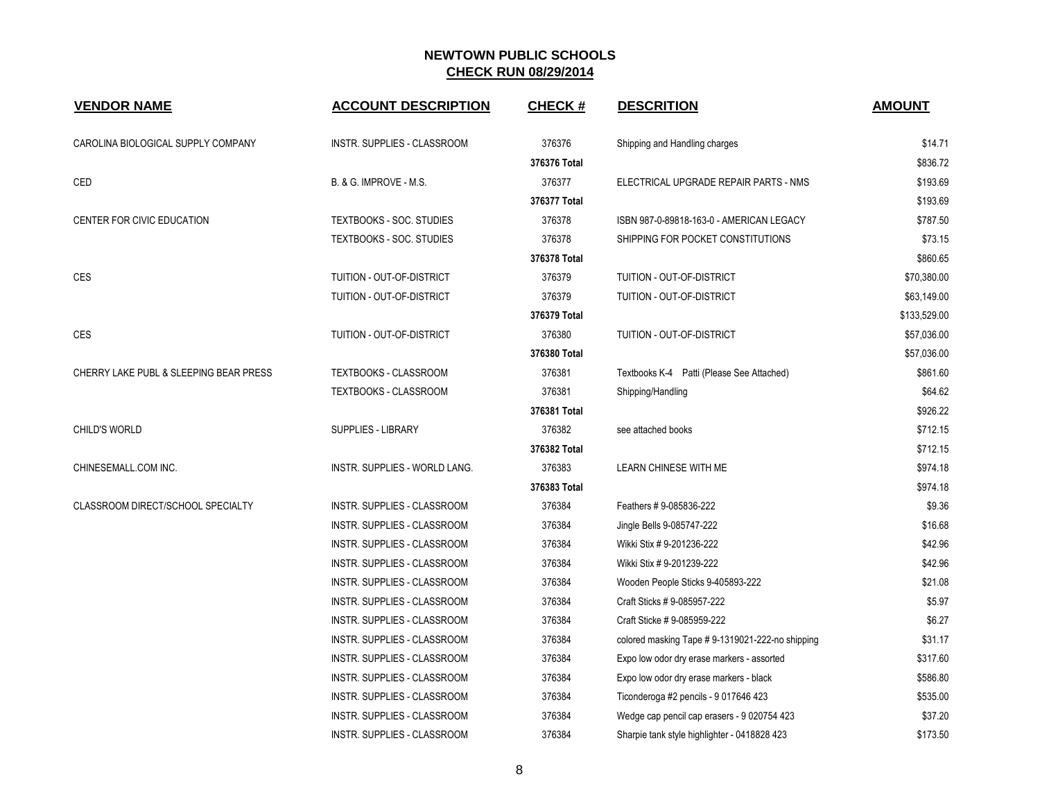## NEWTOWN PUBLIC SCHOOLS
## CHECK RUN 08/29/2014

| VENDOR NAME | ACCOUNT DESCRIPTION | CHECK # | DESCRITION | AMOUNT |
|---|---|---|---|---|
| CAROLINA BIOLOGICAL SUPPLY COMPANY | INSTR. SUPPLIES - CLASSROOM | 376376 | Shipping and Handling charges | $14.71 |
| | | 376376 Total | | $836.72 |
| CED | B. & G. IMPROVE - M.S. | 376377 | ELECTRICAL UPGRADE REPAIR PARTS - NMS | $193.69 |
| | | 376377 Total | | $193.69 |
| CENTER FOR CIVIC EDUCATION | TEXTBOOKS - SOC. STUDIES | 376378 | ISBN 987-0-89818-163-0 - AMERICAN LEGACY | $787.50 |
| | TEXTBOOKS - SOC. STUDIES | 376378 | SHIPPING FOR POCKET CONSTITUTIONS | $73.15 |
| | | 376378 Total | | $860.65 |
| CES | TUITION - OUT-OF-DISTRICT | 376379 | TUITION - OUT-OF-DISTRICT | $70,380.00 |
| | TUITION - OUT-OF-DISTRICT | 376379 | TUITION - OUT-OF-DISTRICT | $63,149.00 |
| | | 376379 Total | | $133,529.00 |
| CES | TUITION - OUT-OF-DISTRICT | 376380 | TUITION - OUT-OF-DISTRICT | $57,036.00 |
| | | 376380 Total | | $57,036.00 |
| CHERRY LAKE PUBL & SLEEPING BEAR PRESS | TEXTBOOKS - CLASSROOM | 376381 | Textbooks K-4 Patti (Please See Attached) | $861.60 |
| | TEXTBOOKS - CLASSROOM | 376381 | Shipping/Handling | $64.62 |
| | | 376381 Total | | $926.22 |
| CHILD'S WORLD | SUPPLIES - LIBRARY | 376382 | see attached books | $712.15 |
| | | 376382 Total | | $712.15 |
| CHINESEMALL.COM INC. | INSTR. SUPPLIES - WORLD LANG. | 376383 | LEARN CHINESE WITH ME | $974.18 |
| | | 376383 Total | | $974.18 |
| CLASSROOM DIRECT/SCHOOL SPECIALTY | INSTR. SUPPLIES - CLASSROOM | 376384 | Feathers # 9-085836-222 | $9.36 |
| | INSTR. SUPPLIES - CLASSROOM | 376384 | Jingle Bells 9-085747-222 | $16.68 |
| | INSTR. SUPPLIES - CLASSROOM | 376384 | Wikki Stix # 9-201236-222 | $42.96 |
| | INSTR. SUPPLIES - CLASSROOM | 376384 | Wikki Stix # 9-201239-222 | $42.96 |
| | INSTR. SUPPLIES - CLASSROOM | 376384 | Wooden People Sticks 9-405893-222 | $21.08 |
| | INSTR. SUPPLIES - CLASSROOM | 376384 | Craft Sticks # 9-085957-222 | $5.97 |
| | INSTR. SUPPLIES - CLASSROOM | 376384 | Craft Sticke # 9-085959-222 | $6.27 |
| | INSTR. SUPPLIES - CLASSROOM | 376384 | colored masking Tape # 9-1319021-222-no shipping | $31.17 |
| | INSTR. SUPPLIES - CLASSROOM | 376384 | Expo low odor dry erase markers - assorted | $317.60 |
| | INSTR. SUPPLIES - CLASSROOM | 376384 | Expo low odor dry erase markers - black | $586.80 |
| | INSTR. SUPPLIES - CLASSROOM | 376384 | Ticonderoga #2 pencils - 9 017646 423 | $535.00 |
| | INSTR. SUPPLIES - CLASSROOM | 376384 | Wedge cap pencil cap erasers - 9 020754 423 | $37.20 |
| | INSTR. SUPPLIES - CLASSROOM | 376384 | Sharpie tank style highlighter - 0418828 423 | $173.50 |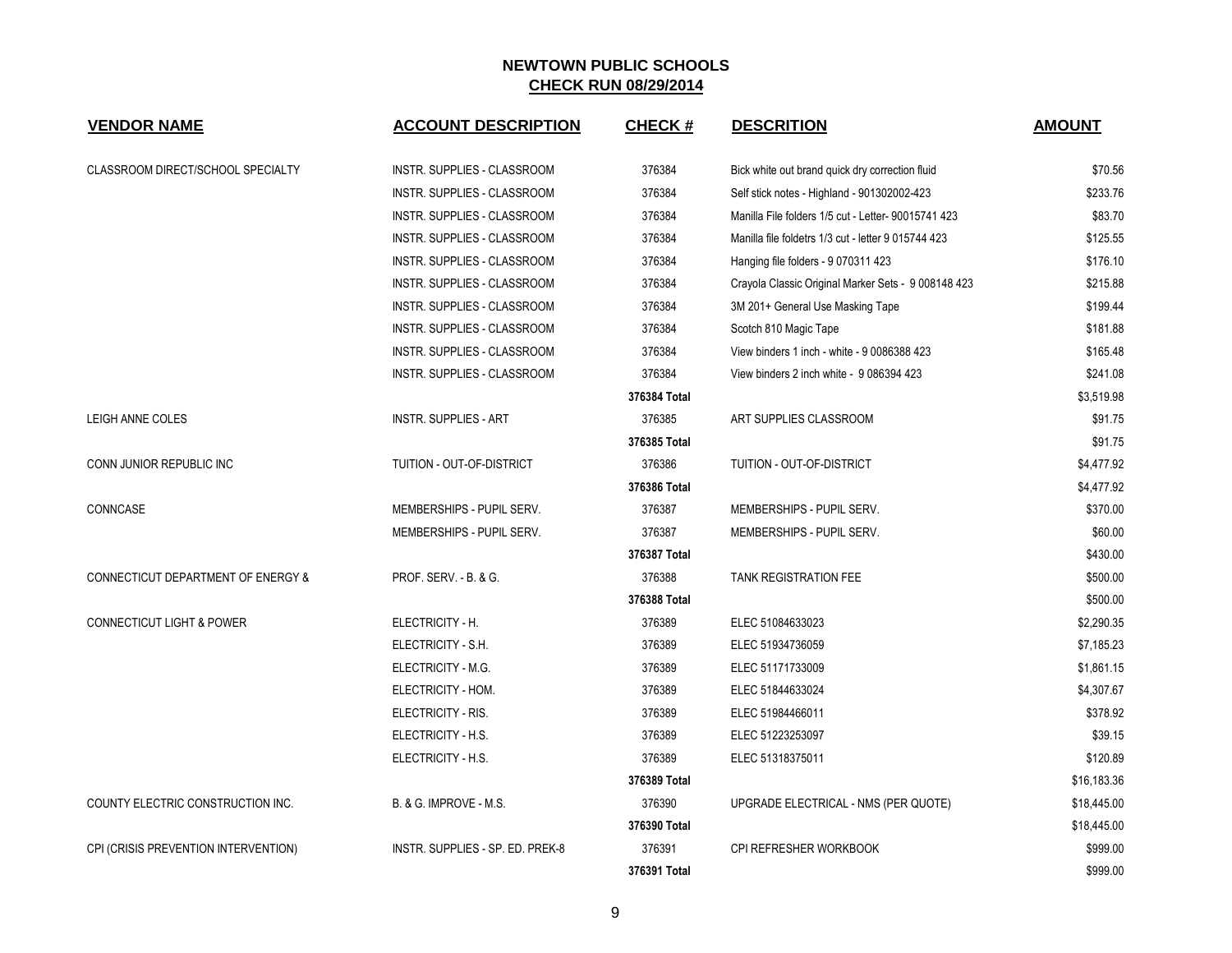# NEWTOWN PUBLIC SCHOOLS

## CHECK RUN 08/29/2014

| VENDOR NAME | ACCOUNT DESCRIPTION | CHECK # | DESCRITION | AMOUNT |
|---|---|---|---|---|
| CLASSROOM DIRECT/SCHOOL SPECIALTY | INSTR. SUPPLIES - CLASSROOM | 376384 | Bick white out brand quick dry correction fluid | $70.56 |
| | INSTR. SUPPLIES - CLASSROOM | 376384 | Self stick notes - Highland - 901302002-423 | $233.76 |
| | INSTR. SUPPLIES - CLASSROOM | 376384 | Manilla File folders 1/5 cut - Letter- 90015741 423 | $83.70 |
| | INSTR. SUPPLIES - CLASSROOM | 376384 | Manilla file foldetrs 1/3 cut - letter 9 015744 423 | $125.55 |
| | INSTR. SUPPLIES - CLASSROOM | 376384 | Hanging file folders - 9 070311 423 | $176.10 |
| | INSTR. SUPPLIES - CLASSROOM | 376384 | Crayola Classic Original Marker Sets - 9 008148 423 | $215.88 |
| | INSTR. SUPPLIES - CLASSROOM | 376384 | 3M 201+ General Use Masking Tape | $199.44 |
| | INSTR. SUPPLIES - CLASSROOM | 376384 | Scotch 810 Magic Tape | $181.88 |
| | INSTR. SUPPLIES - CLASSROOM | 376384 | View binders 1 inch - white - 9 0086388 423 | $165.48 |
| | INSTR. SUPPLIES - CLASSROOM | 376384 | View binders 2 inch white - 9 086394 423 | $241.08 |
| | | **376384 Total** | | $3,519.98 |
| LEIGH ANNE COLES | INSTR. SUPPLIES - ART | 376385 | ART SUPPLIES CLASSROOM | $91.75 |
| | | **376385 Total** | | $91.75 |
| CONN JUNIOR REPUBLIC INC | TUITION - OUT-OF-DISTRICT | 376386 | TUITION - OUT-OF-DISTRICT | $4,477.92 |
| | | **376386 Total** | | $4,477.92 |
| CONNCASE | MEMBERSHIPS - PUPIL SERV. | 376387 | MEMBERSHIPS - PUPIL SERV. | $370.00 |
| | MEMBERSHIPS - PUPIL SERV. | 376387 | MEMBERSHIPS - PUPIL SERV. | $60.00 |
| | | **376387 Total** | | $430.00 |
| CONNECTICUT DEPARTMENT OF ENERGY & | PROF. SERV. - B. & G. | 376388 | TANK REGISTRATION FEE | $500.00 |
| | | **376388 Total** | | $500.00 |
| CONNECTICUT LIGHT & POWER | ELECTRICITY - H. | 376389 | ELEC 51084633023 | $2,290.35 |
| | ELECTRICITY - S.H. | 376389 | ELEC 51934736059 | $7,185.23 |
| | ELECTRICITY - M.G. | 376389 | ELEC 51171733009 | $1,861.15 |
| | ELECTRICITY - HOM. | 376389 | ELEC 51844633024 | $4,307.67 |
| | ELECTRICITY - RIS. | 376389 | ELEC 51984466011 | $378.92 |
| | ELECTRICITY - H.S. | 376389 | ELEC 51223253097 | $39.15 |
| | ELECTRICITY - H.S. | 376389 | ELEC 51318375011 | $120.89 |
| | | **376389 Total** | | $16,183.36 |
| COUNTY ELECTRIC CONSTRUCTION INC. | B. & G. IMPROVE - M.S. | 376390 | UPGRADE ELECTRICAL - NMS (PER QUOTE) | $18,445.00 |
| | | **376390 Total** | | $18,445.00 |
| CPI (CRISIS PREVENTION INTERVENTION) | INSTR. SUPPLIES - SP. ED. PREK-8 | 376391 | CPI REFRESHER WORKBOOK | $999.00 |
| | | **376391 Total** | | $999.00 |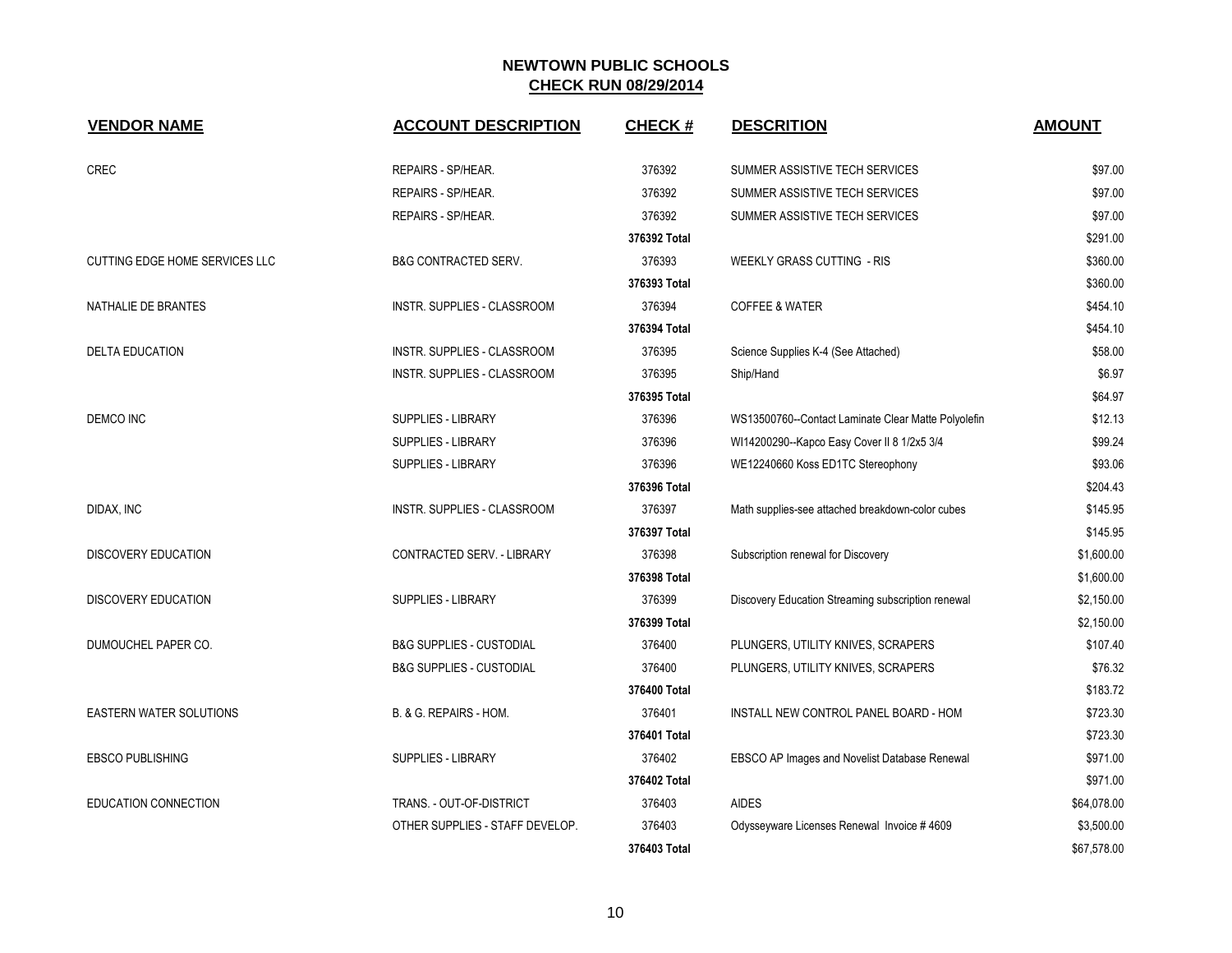# NEWTOWN PUBLIC SCHOOLS
## CHECK RUN 08/29/2014

| VENDOR NAME | ACCOUNT DESCRIPTION | CHECK # | DESCRITION | AMOUNT |
|---|---|---|---|---|
| CREC | REPAIRS - SP/HEAR. | 376392 | SUMMER ASSISTIVE TECH SERVICES | $97.00 |
| | REPAIRS - SP/HEAR. | 376392 | SUMMER ASSISTIVE TECH SERVICES | $97.00 |
| | REPAIRS - SP/HEAR. | 376392 | SUMMER ASSISTIVE TECH SERVICES | $97.00 |
| | | **376392 Total** | | $291.00 |
| CUTTING EDGE HOME SERVICES LLC | B&G CONTRACTED SERV. | 376393 | WEEKLY GRASS CUTTING - RIS | $360.00 |
| | | **376393 Total** | | $360.00 |
| NATHALIE DE BRANTES | INSTR. SUPPLIES - CLASSROOM | 376394 | COFFEE & WATER | $454.10 |
| | | **376394 Total** | | $454.10 |
| DELTA EDUCATION | INSTR. SUPPLIES - CLASSROOM | 376395 | Science Supplies K-4 (See Attached) | $58.00 |
| | INSTR. SUPPLIES - CLASSROOM | 376395 | Ship/Hand | $6.97 |
| | | **376395 Total** | | $64.97 |
| DEMCO INC | SUPPLIES - LIBRARY | 376396 | WS13500760--Contact Laminate Clear Matte Polyolefin | $12.13 |
| | SUPPLIES - LIBRARY | 376396 | WI14200290--Kapco Easy Cover II 8 1/2x5 3/4 | $99.24 |
| | SUPPLIES - LIBRARY | 376396 | WE12240660 Koss ED1TC Stereophony | $93.06 |
| | | **376396 Total** | | $204.43 |
| DIDAX, INC | INSTR. SUPPLIES - CLASSROOM | 376397 | Math supplies-see attached breakdown-color cubes | $145.95 |
| | | **376397 Total** | | $145.95 |
| DISCOVERY EDUCATION | CONTRACTED SERV. - LIBRARY | 376398 | Subscription renewal for Discovery | $1,600.00 |
| | | **376398 Total** | | $1,600.00 |
| DISCOVERY EDUCATION | SUPPLIES - LIBRARY | 376399 | Discovery Education Streaming subscription renewal | $2,150.00 |
| | | **376399 Total** | | $2,150.00 |
| DUMOUCHEL PAPER CO. | B&G SUPPLIES - CUSTODIAL | 376400 | PLUNGERS, UTILITY KNIVES, SCRAPERS | $107.40 |
| | B&G SUPPLIES - CUSTODIAL | 376400 | PLUNGERS, UTILITY KNIVES, SCRAPERS | $76.32 |
| | | **376400 Total** | | $183.72 |
| EASTERN WATER SOLUTIONS | B. & G. REPAIRS - HOM. | 376401 | INSTALL NEW CONTROL PANEL BOARD - HOM | $723.30 |
| | | **376401 Total** | | $723.30 |
| EBSCO PUBLISHING | SUPPLIES - LIBRARY | 376402 | EBSCO AP Images and Novelist Database Renewal | $971.00 |
| | | **376402 Total** | | $971.00 |
| EDUCATION CONNECTION | TRANS. - OUT-OF-DISTRICT | 376403 | AIDES | $64,078.00 |
| | OTHER SUPPLIES - STAFF DEVELOP. | 376403 | Odysseyware Licenses Renewal Invoice # 4609 | $3,500.00 |
| | | **376403 Total** | | $67,578.00 |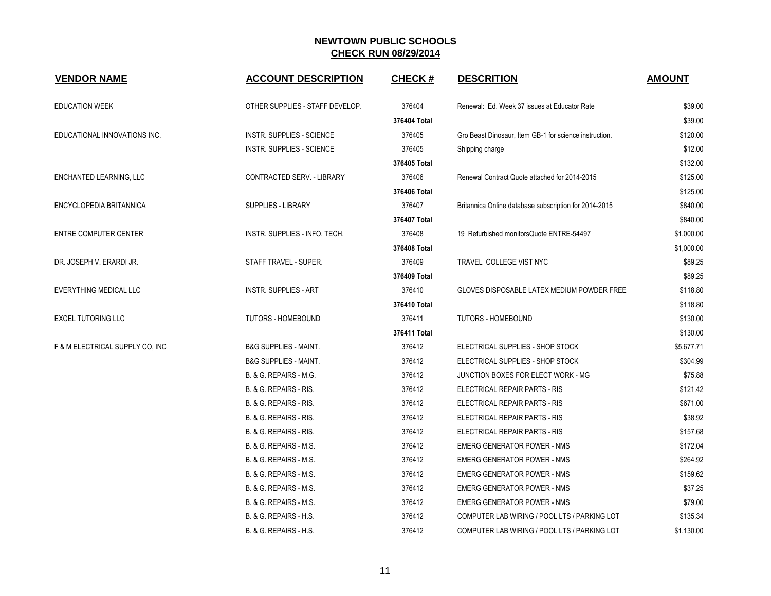# NEWTOWN PUBLIC SCHOOLS

## CHECK RUN 08/29/2014

| VENDOR NAME | ACCOUNT DESCRIPTION | CHECK # | DESCRITION | AMOUNT |
|---|---|---|---|---|
| EDUCATION WEEK | OTHER SUPPLIES - STAFF DEVELOP. | 376404 | Renewal: Ed. Week 37 issues at Educator Rate | $39.00 |
| | | **376404 Total** | | $39.00 |
| EDUCATIONAL INNOVATIONS INC. | INSTR. SUPPLIES - SCIENCE | 376405 | Gro Beast Dinosaur, Item GB-1 for science instruction. | $120.00 |
| | INSTR. SUPPLIES - SCIENCE | 376405 | Shipping charge | $12.00 |
| | | **376405 Total** | | $132.00 |
| ENCHANTED LEARNING, LLC | CONTRACTED SERV. - LIBRARY | 376406 | Renewal Contract Quote attached for 2014-2015 | $125.00 |
| | | **376406 Total** | | $125.00 |
| ENCYCLOPEDIA BRITANNICA | SUPPLIES - LIBRARY | 376407 | Britannica Online database subscription for 2014-2015 | $840.00 |
| | | **376407 Total** | | $840.00 |
| ENTRE COMPUTER CENTER | INSTR. SUPPLIES - INFO. TECH. | 376408 | 19 Refurbished monitorsQuote ENTRE-54497 | $1,000.00 |
| | | **376408 Total** | | $1,000.00 |
| DR. JOSEPH V. ERARDI JR. | STAFF TRAVEL - SUPER. | 376409 | TRAVEL COLLEGE VIST NYC | $89.25 |
| | | **376409 Total** | | $89.25 |
| EVERYTHING MEDICAL LLC | INSTR. SUPPLIES - ART | 376410 | GLOVES DISPOSABLE LATEX MEDIUM POWDER FREE | $118.80 |
| | | **376410 Total** | | $118.80 |
| EXCEL TUTORING LLC | TUTORS - HOMEBOUND | 376411 | TUTORS - HOMEBOUND | $130.00 |
| | | **376411 Total** | | $130.00 |
| F & M ELECTRICAL SUPPLY CO, INC | B&G SUPPLIES - MAINT. | 376412 | ELECTRICAL SUPPLIES - SHOP STOCK | $5,677.71 |
| | B&G SUPPLIES - MAINT. | 376412 | ELECTRICAL SUPPLIES - SHOP STOCK | $304.99 |
| | B. & G. REPAIRS - M.G. | 376412 | JUNCTION BOXES FOR ELECT WORK - MG | $75.88 |
| | B. & G. REPAIRS - RIS. | 376412 | ELECTRICAL REPAIR PARTS - RIS | $121.42 |
| | B. & G. REPAIRS - RIS. | 376412 | ELECTRICAL REPAIR PARTS - RIS | $671.00 |
| | B. & G. REPAIRS - RIS. | 376412 | ELECTRICAL REPAIR PARTS - RIS | $38.92 |
| | B. & G. REPAIRS - RIS. | 376412 | ELECTRICAL REPAIR PARTS - RIS | $157.68 |
| | B. & G. REPAIRS - M.S. | 376412 | EMERG GENERATOR POWER - NMS | $172.04 |
| | B. & G. REPAIRS - M.S. | 376412 | EMERG GENERATOR POWER - NMS | $264.92 |
| | B. & G. REPAIRS - M.S. | 376412 | EMERG GENERATOR POWER - NMS | $159.62 |
| | B. & G. REPAIRS - M.S. | 376412 | EMERG GENERATOR POWER - NMS | $37.25 |
| | B. & G. REPAIRS - M.S. | 376412 | EMERG GENERATOR POWER - NMS | $79.00 |
| | B. & G. REPAIRS - H.S. | 376412 | COMPUTER LAB WIRING / POOL LTS / PARKING LOT | $135.34 |
| | B. & G. REPAIRS - H.S. | 376412 | COMPUTER LAB WIRING / POOL LTS / PARKING LOT | $1,130.00 |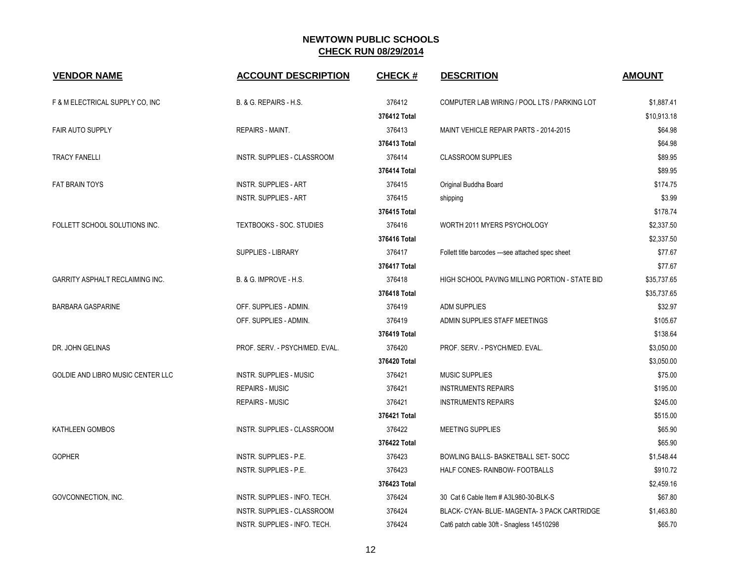# NEWTOWN PUBLIC SCHOOLS

## CHECK RUN 08/29/2014

| VENDOR NAME | ACCOUNT DESCRIPTION | CHECK # | DESCRITION | AMOUNT |
|---|---|---|---|---|
| F & M ELECTRICAL SUPPLY CO, INC | B. & G. REPAIRS - H.S. | 376412 | COMPUTER LAB WIRING / POOL LTS / PARKING LOT | $1,887.41 |
| | | 376412 Total | | $10,913.18 |
| FAIR AUTO SUPPLY | REPAIRS - MAINT. | 376413 | MAINT VEHICLE REPAIR PARTS - 2014-2015 | $64.98 |
| | | 376413 Total | | $64.98 |
| TRACY FANELLI | INSTR. SUPPLIES - CLASSROOM | 376414 | CLASSROOM SUPPLIES | $89.95 |
| | | 376414 Total | | $89.95 |
| FAT BRAIN TOYS | INSTR. SUPPLIES - ART | 376415 | Original Buddha Board | $174.75 |
| | INSTR. SUPPLIES - ART | 376415 | shipping | $3.99 |
| | | 376415 Total | | $178.74 |
| FOLLETT SCHOOL SOLUTIONS INC. | TEXTBOOKS - SOC. STUDIES | 376416 | WORTH 2011 MYERS PSYCHOLOGY | $2,337.50 |
| | | 376416 Total | | $2,337.50 |
| | SUPPLIES - LIBRARY | 376417 | Follett title barcodes ---see attached spec sheet | $77.67 |
| | | 376417 Total | | $77.67 |
| GARRITY ASPHALT RECLAIMING INC. | B. & G. IMPROVE - H.S. | 376418 | HIGH SCHOOL PAVING MILLING PORTION - STATE BID | $35,737.65 |
| | | 376418 Total | | $35,737.65 |
| BARBARA GASPARINE | OFF. SUPPLIES - ADMIN. | 376419 | ADM SUPPLIES | $32.97 |
| | OFF. SUPPLIES - ADMIN. | 376419 | ADMIN SUPPLIES STAFF MEETINGS | $105.67 |
| | | 376419 Total | | $138.64 |
| DR. JOHN GELINAS | PROF. SERV. - PSYCH/MED. EVAL. | 376420 | PROF. SERV. - PSYCH/MED. EVAL. | $3,050.00 |
| | | 376420 Total | | $3,050.00 |
| GOLDIE AND LIBRO MUSIC CENTER LLC | INSTR. SUPPLIES - MUSIC | 376421 | MUSIC SUPPLIES | $75.00 |
| | REPAIRS - MUSIC | 376421 | INSTRUMENTS REPAIRS | $195.00 |
| | REPAIRS - MUSIC | 376421 | INSTRUMENTS REPAIRS | $245.00 |
| | | 376421 Total | | $515.00 |
| KATHLEEN GOMBOS | INSTR. SUPPLIES - CLASSROOM | 376422 | MEETING SUPPLIES | $65.90 |
| | | 376422 Total | | $65.90 |
| GOPHER | INSTR. SUPPLIES - P.E. | 376423 | BOWLING BALLS- BASKETBALL SET- SOCC | $1,548.44 |
| | INSTR. SUPPLIES - P.E. | 376423 | HALF CONES- RAINBOW- FOOTBALLS | $910.72 |
| | | 376423 Total | | $2,459.16 |
| GOVCONNECTION, INC. | INSTR. SUPPLIES - INFO. TECH. | 376424 | 30 Cat 6 Cable Item # A3L980-30-BLK-S | $67.80 |
| | INSTR. SUPPLIES - CLASSROOM | 376424 | BLACK- CYAN- BLUE- MAGENTA- 3 PACK CARTRIDGE | $1,463.80 |
| | INSTR. SUPPLIES - INFO. TECH. | 376424 | Cat6 patch cable 30ft - Snagless 14510298 | $65.70 |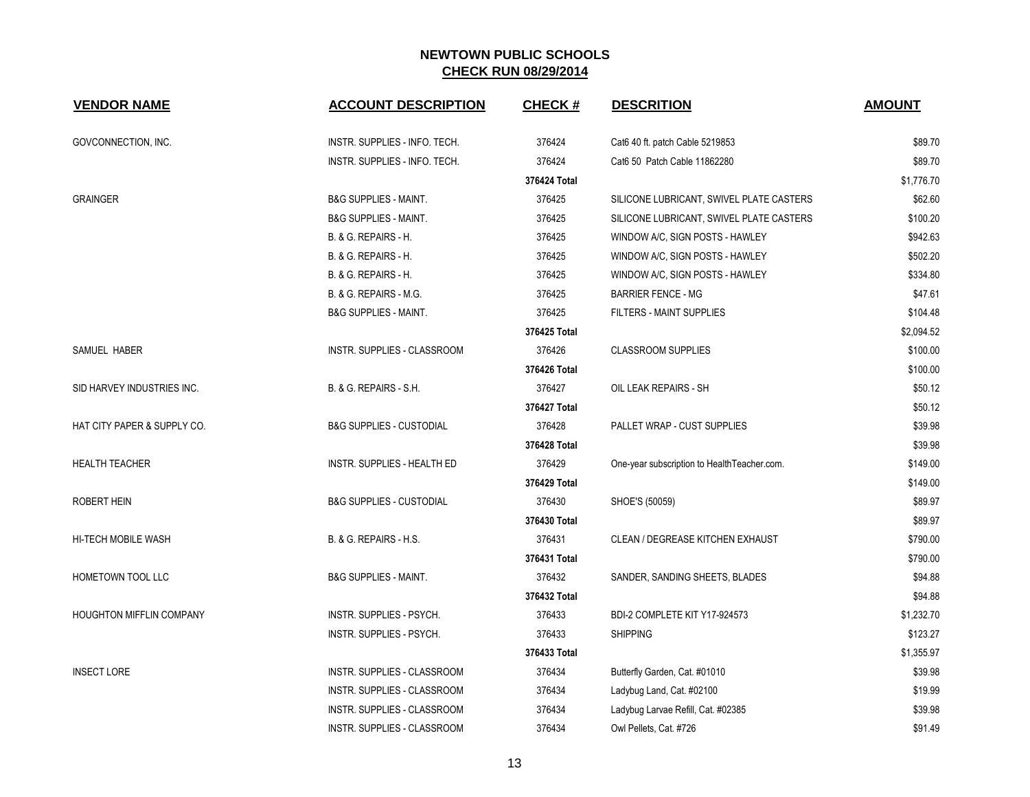**NEWTOWN PUBLIC SCHOOLS**

**CHECK RUN 08/29/2014**

| VENDOR NAME | ACCOUNT DESCRIPTION | CHECK # | DESCRITION | AMOUNT |
|---|---|---|---|---|
| GOVCONNECTION, INC. | INSTR. SUPPLIES - INFO. TECH. | 376424 | Cat6 40 ft. patch Cable 5219853 | $89.70 |
| | INSTR. SUPPLIES - INFO. TECH. | 376424 | Cat6 50 Patch Cable 11862280 | $89.70 |
| | | 376424 Total | | $1,776.70 |
| GRAINGER | B&G SUPPLIES - MAINT. | 376425 | SILICONE LUBRICANT, SWIVEL PLATE CASTERS | $62.60 |
| | B&G SUPPLIES - MAINT. | 376425 | SILICONE LUBRICANT, SWIVEL PLATE CASTERS | $100.20 |
| | B. & G. REPAIRS - H. | 376425 | WINDOW A/C, SIGN POSTS - HAWLEY | $942.63 |
| | B. & G. REPAIRS - H. | 376425 | WINDOW A/C, SIGN POSTS - HAWLEY | $502.20 |
| | B. & G. REPAIRS - H. | 376425 | WINDOW A/C, SIGN POSTS - HAWLEY | $334.80 |
| | B. & G. REPAIRS - M.G. | 376425 | BARRIER FENCE - MG | $47.61 |
| | B&G SUPPLIES - MAINT. | 376425 | FILTERS - MAINT SUPPLIES | $104.48 |
| | | 376425 Total | | $2,094.52 |
| SAMUEL HABER | INSTR. SUPPLIES - CLASSROOM | 376426 | CLASSROOM SUPPLIES | $100.00 |
| | | 376426 Total | | $100.00 |
| SID HARVEY INDUSTRIES INC. | B. & G. REPAIRS - S.H. | 376427 | OIL LEAK REPAIRS - SH | $50.12 |
| | | 376427 Total | | $50.12 |
| HAT CITY PAPER & SUPPLY CO. | B&G SUPPLIES - CUSTODIAL | 376428 | PALLET WRAP - CUST SUPPLIES | $39.98 |
| | | 376428 Total | | $39.98 |
| HEALTH TEACHER | INSTR. SUPPLIES - HEALTH ED | 376429 | One-year subscription to HealthTeacher.com. | $149.00 |
| | | 376429 Total | | $149.00 |
| ROBERT HEIN | B&G SUPPLIES - CUSTODIAL | 376430 | SHOE'S (50059) | $89.97 |
| | | 376430 Total | | $89.97 |
| HI-TECH MOBILE WASH | B. & G. REPAIRS - H.S. | 376431 | CLEAN / DEGREASE KITCHEN EXHAUST | $790.00 |
| | | 376431 Total | | $790.00 |
| HOMETOWN TOOL LLC | B&G SUPPLIES - MAINT. | 376432 | SANDER, SANDING SHEETS, BLADES | $94.88 |
| | | 376432 Total | | $94.88 |
| HOUGHTON MIFFLIN COMPANY | INSTR. SUPPLIES - PSYCH. | 376433 | BDI-2 COMPLETE KIT Y17-924573 | $1,232.70 |
| | INSTR. SUPPLIES - PSYCH. | 376433 | SHIPPING | $123.27 |
| | | 376433 Total | | $1,355.97 |
| INSECT LORE | INSTR. SUPPLIES - CLASSROOM | 376434 | Butterfly Garden, Cat. #01010 | $39.98 |
| | INSTR. SUPPLIES - CLASSROOM | 376434 | Ladybug Land, Cat. #02100 | $19.99 |
| | INSTR. SUPPLIES - CLASSROOM | 376434 | Ladybug Larvae Refill, Cat. #02385 | $39.98 |
| | INSTR. SUPPLIES - CLASSROOM | 376434 | Owl Pellets, Cat. #726 | $91.49 |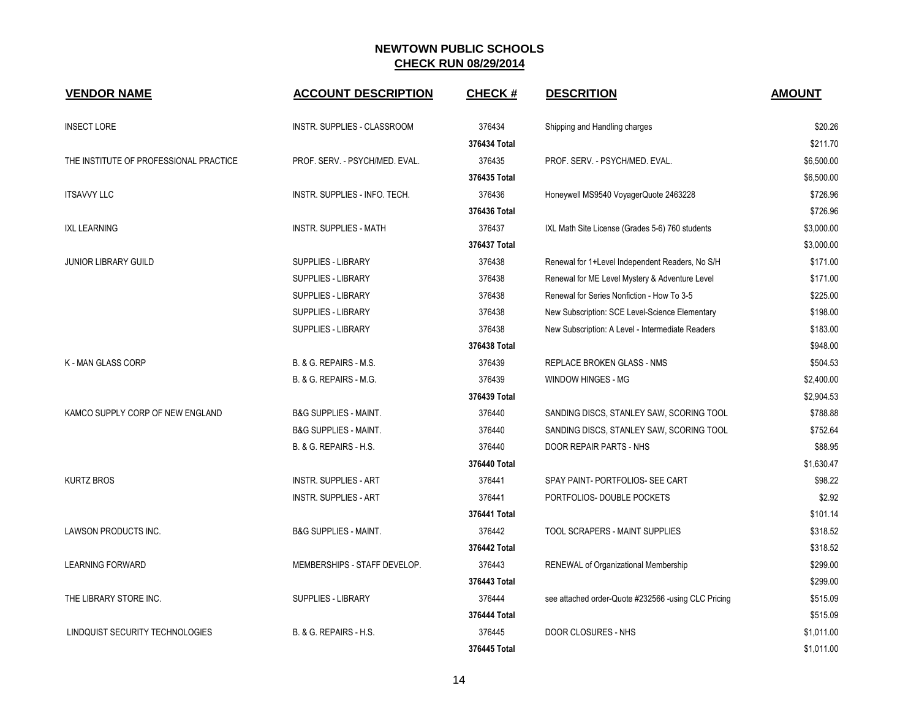# NEWTOWN PUBLIC SCHOOLS

## CHECK RUN 08/29/2014

| VENDOR NAME | ACCOUNT DESCRIPTION | CHECK # | DESCRITION | AMOUNT |
|---|---|---|---|---|
| INSECT LORE | INSTR. SUPPLIES - CLASSROOM | 376434 | Shipping and Handling charges | $20.26 |
| | | 376434 Total | | $211.70 |
| THE INSTITUTE OF PROFESSIONAL PRACTICE | PROF. SERV. - PSYCH/MED. EVAL. | 376435 | PROF. SERV. - PSYCH/MED. EVAL. | $6,500.00 |
| | | 376435 Total | | $6,500.00 |
| ITSAVVY LLC | INSTR. SUPPLIES - INFO. TECH. | 376436 | Honeywell MS9540 VoyagerQuote 2463228 | $726.96 |
| | | 376436 Total | | $726.96 |
| IXL LEARNING | INSTR. SUPPLIES - MATH | 376437 | IXL Math Site License (Grades 5-6) 760 students | $3,000.00 |
| | | 376437 Total | | $3,000.00 |
| JUNIOR LIBRARY GUILD | SUPPLIES - LIBRARY | 376438 | Renewal for 1+Level Independent Readers, No S/H | $171.00 |
| | SUPPLIES - LIBRARY | 376438 | Renewal for ME Level Mystery & Adventure Level | $171.00 |
| | SUPPLIES - LIBRARY | 376438 | Renewal for Series Nonfiction - How To 3-5 | $225.00 |
| | SUPPLIES - LIBRARY | 376438 | New Subscription: SCE Level-Science Elementary | $198.00 |
| | SUPPLIES - LIBRARY | 376438 | New Subscription: A Level - Intermediate Readers | $183.00 |
| | | 376438 Total | | $948.00 |
| K - MAN GLASS CORP | B. & G. REPAIRS - M.S. | 376439 | REPLACE BROKEN GLASS - NMS | $504.53 |
| | B. & G. REPAIRS - M.G. | 376439 | WINDOW HINGES - MG | $2,400.00 |
| | | 376439 Total | | $2,904.53 |
| KAMCO SUPPLY CORP OF NEW ENGLAND | B&G SUPPLIES - MAINT. | 376440 | SANDING DISCS, STANLEY SAW, SCORING TOOL | $788.88 |
| | B&G SUPPLIES - MAINT. | 376440 | SANDING DISCS, STANLEY SAW, SCORING TOOL | $752.64 |
| | B. & G. REPAIRS - H.S. | 376440 | DOOR REPAIR PARTS - NHS | $88.95 |
| | | 376440 Total | | $1,630.47 |
| KURTZ BROS | INSTR. SUPPLIES - ART | 376441 | SPAY PAINT- PORTFOLIOS- SEE CART | $98.22 |
| | INSTR. SUPPLIES - ART | 376441 | PORTFOLIOS- DOUBLE POCKETS | $2.92 |
| | | 376441 Total | | $101.14 |
| LAWSON PRODUCTS INC. | B&G SUPPLIES - MAINT. | 376442 | TOOL SCRAPERS - MAINT SUPPLIES | $318.52 |
| | | 376442 Total | | $318.52 |
| LEARNING FORWARD | MEMBERSHIPS - STAFF DEVELOP. | 376443 | RENEWAL of Organizational Membership | $299.00 |
| | | 376443 Total | | $299.00 |
| THE LIBRARY STORE INC. | SUPPLIES - LIBRARY | 376444 | see attached order-Quote #232566 -using CLC Pricing | $515.09 |
| | | 376444 Total | | $515.09 |
| LINDQUIST SECURITY TECHNOLOGIES | B. & G. REPAIRS - H.S. | 376445 | DOOR CLOSURES - NHS | $1,011.00 |
| | | 376445 Total | | $1,011.00 |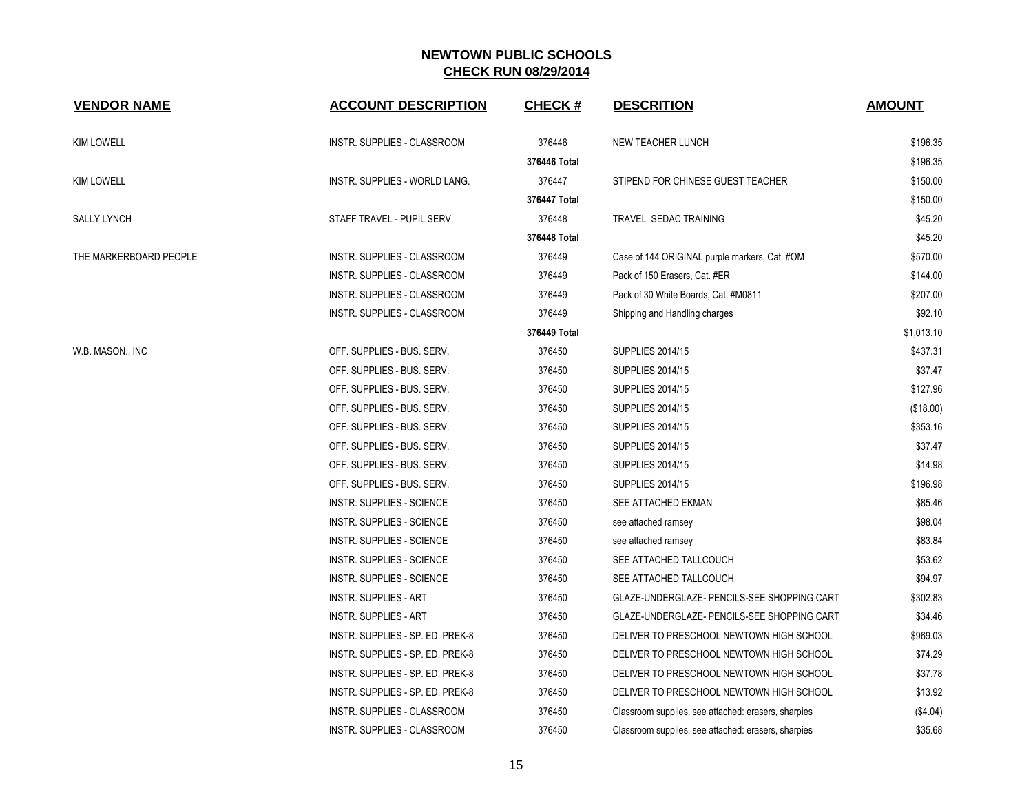# NEWTOWN PUBLIC SCHOOLS

## CHECK RUN 08/29/2014

| VENDOR NAME | ACCOUNT DESCRIPTION | CHECK # | DESCRITION | AMOUNT |
|---|---|---|---|---|
| KIM LOWELL | INSTR. SUPPLIES - CLASSROOM | 376446 | NEW TEACHER LUNCH | $196.35 |
| | | **376446 Total** | | $196.35 |
| KIM LOWELL | INSTR. SUPPLIES - WORLD LANG. | 376447 | STIPEND FOR CHINESE GUEST TEACHER | $150.00 |
| | | **376447 Total** | | $150.00 |
| SALLY LYNCH | STAFF TRAVEL - PUPIL SERV. | 376448 | TRAVEL SEDAC TRAINING | $45.20 |
| | | **376448 Total** | | $45.20 |
| THE MARKERBOARD PEOPLE | INSTR. SUPPLIES - CLASSROOM | 376449 | Case of 144 ORIGINAL purple markers, Cat. #OM | $570.00 |
| | INSTR. SUPPLIES - CLASSROOM | 376449 | Pack of 150 Erasers, Cat. #ER | $144.00 |
| | INSTR. SUPPLIES - CLASSROOM | 376449 | Pack of 30 White Boards, Cat. #M0811 | $207.00 |
| | INSTR. SUPPLIES - CLASSROOM | 376449 | Shipping and Handling charges | $92.10 |
| | | **376449 Total** | | $1,013.10 |
| W.B. MASON., INC | OFF. SUPPLIES - BUS. SERV. | 376450 | SUPPLIES 2014/15 | $437.31 |
| | OFF. SUPPLIES - BUS. SERV. | 376450 | SUPPLIES 2014/15 | $37.47 |
| | OFF. SUPPLIES - BUS. SERV. | 376450 | SUPPLIES 2014/15 | $127.96 |
| | OFF. SUPPLIES - BUS. SERV. | 376450 | SUPPLIES 2014/15 | ($18.00) |
| | OFF. SUPPLIES - BUS. SERV. | 376450 | SUPPLIES 2014/15 | $353.16 |
| | OFF. SUPPLIES - BUS. SERV. | 376450 | SUPPLIES 2014/15 | $37.47 |
| | OFF. SUPPLIES - BUS. SERV. | 376450 | SUPPLIES 2014/15 | $14.98 |
| | OFF. SUPPLIES - BUS. SERV. | 376450 | SUPPLIES 2014/15 | $196.98 |
| | INSTR. SUPPLIES - SCIENCE | 376450 | SEE ATTACHED EKMAN | $85.46 |
| | INSTR. SUPPLIES - SCIENCE | 376450 | see attached ramsey | $98.04 |
| | INSTR. SUPPLIES - SCIENCE | 376450 | see attached ramsey | $83.84 |
| | INSTR. SUPPLIES - SCIENCE | 376450 | SEE ATTACHED TALLCOUCH | $53.62 |
| | INSTR. SUPPLIES - SCIENCE | 376450 | SEE ATTACHED TALLCOUCH | $94.97 |
| | INSTR. SUPPLIES - ART | 376450 | GLAZE-UNDERGLAZE- PENCILS-SEE SHOPPING CART | $302.83 |
| | INSTR. SUPPLIES - ART | 376450 | GLAZE-UNDERGLAZE- PENCILS-SEE SHOPPING CART | $34.46 |
| | INSTR. SUPPLIES - SP. ED. PREK-8 | 376450 | DELIVER TO PRESCHOOL NEWTOWN HIGH SCHOOL | $969.03 |
| | INSTR. SUPPLIES - SP. ED. PREK-8 | 376450 | DELIVER TO PRESCHOOL NEWTOWN HIGH SCHOOL | $74.29 |
| | INSTR. SUPPLIES - SP. ED. PREK-8 | 376450 | DELIVER TO PRESCHOOL NEWTOWN HIGH SCHOOL | $37.78 |
| | INSTR. SUPPLIES - SP. ED. PREK-8 | 376450 | DELIVER TO PRESCHOOL NEWTOWN HIGH SCHOOL | $13.92 |
| | INSTR. SUPPLIES - CLASSROOM | 376450 | Classroom supplies, see attached: erasers, sharpies | ($4.04) |
| | INSTR. SUPPLIES - CLASSROOM | 376450 | Classroom supplies, see attached: erasers, sharpies | $35.68 |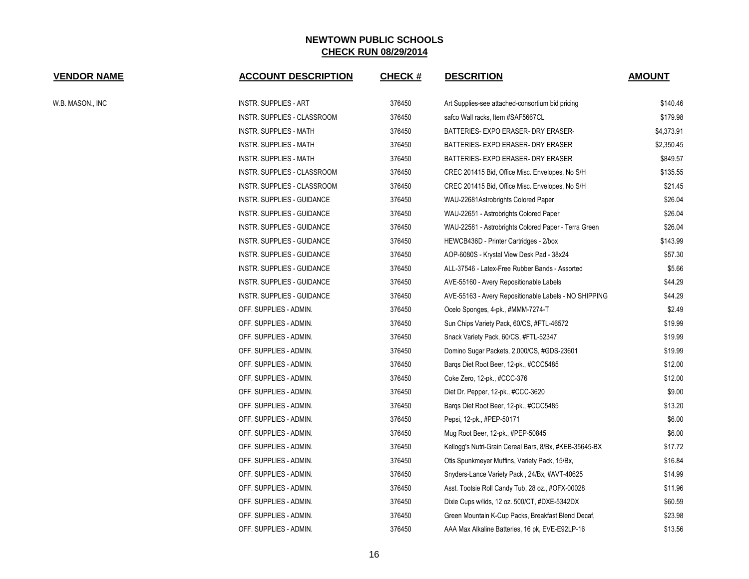# NEWTOWN PUBLIC SCHOOLS

## CHECK RUN 08/29/2014

| VENDOR NAME | ACCOUNT DESCRIPTION | CHECK # | DESCRITION | AMOUNT |
|---|---|---|---|---|
| W.B. MASON., INC | INSTR. SUPPLIES - ART | 376450 | Art Supplies-see attached-consortium bid pricing | $140.46 |
| | INSTR. SUPPLIES - CLASSROOM | 376450 | safco Wall racks, Item #SAF5667CL | $179.98 |
| | INSTR. SUPPLIES - MATH | 376450 | BATTERIES- EXPO ERASER- DRY ERASER- | $4,373.91 |
| | INSTR. SUPPLIES - MATH | 376450 | BATTERIES- EXPO ERASER- DRY ERASER | $2,350.45 |
| | INSTR. SUPPLIES - MATH | 376450 | BATTERIES- EXPO ERASER- DRY ERASER | $849.57 |
| | INSTR. SUPPLIES - CLASSROOM | 376450 | CREC 201415 Bid, Office Misc. Envelopes, No S/H | $135.55 |
| | INSTR. SUPPLIES - CLASSROOM | 376450 | CREC 201415 Bid, Office Misc. Envelopes, No S/H | $21.45 |
| | INSTR. SUPPLIES - GUIDANCE | 376450 | WAU-22681Astrobrights Colored Paper | $26.04 |
| | INSTR. SUPPLIES - GUIDANCE | 376450 | WAU-22651 - Astrobrights Colored Paper | $26.04 |
| | INSTR. SUPPLIES - GUIDANCE | 376450 | WAU-22581 - Astrobrights Colored Paper - Terra Green | $26.04 |
| | INSTR. SUPPLIES - GUIDANCE | 376450 | HEWCB436D - Printer Cartridges - 2/box | $143.99 |
| | INSTR. SUPPLIES - GUIDANCE | 376450 | AOP-6080S - Krystal View Desk Pad - 38x24 | $57.30 |
| | INSTR. SUPPLIES - GUIDANCE | 376450 | ALL-37546 - Latex-Free Rubber Bands - Assorted | $5.66 |
| | INSTR. SUPPLIES - GUIDANCE | 376450 | AVE-55160 - Avery Repositionable Labels | $44.29 |
| | INSTR. SUPPLIES - GUIDANCE | 376450 | AVE-55163 - Avery Repositionable Labels - NO SHIPPING | $44.29 |
| | OFF. SUPPLIES - ADMIN. | 376450 | Ocelo Sponges, 4-pk., #MMM-7274-T | $2.49 |
| | OFF. SUPPLIES - ADMIN. | 376450 | Sun Chips Variety Pack, 60/CS, #FTL-46572 | $19.99 |
| | OFF. SUPPLIES - ADMIN. | 376450 | Snack Variety Pack, 60/CS, #FTL-52347 | $19.99 |
| | OFF. SUPPLIES - ADMIN. | 376450 | Domino Sugar Packets, 2,000/CS, #GDS-23601 | $19.99 |
| | OFF. SUPPLIES - ADMIN. | 376450 | Barqs Diet Root Beer, 12-pk., #CCC5485 | $12.00 |
| | OFF. SUPPLIES - ADMIN. | 376450 | Coke Zero, 12-pk., #CCC-376 | $12.00 |
| | OFF. SUPPLIES - ADMIN. | 376450 | Diet Dr. Pepper, 12-pk., #CCC-3620 | $9.00 |
| | OFF. SUPPLIES - ADMIN. | 376450 | Barqs Diet Root Beer, 12-pk., #CCC5485 | $13.20 |
| | OFF. SUPPLIES - ADMIN. | 376450 | Pepsi, 12-pk., #PEP-50171 | $6.00 |
| | OFF. SUPPLIES - ADMIN. | 376450 | Mug Root Beer, 12-pk., #PEP-50845 | $6.00 |
| | OFF. SUPPLIES - ADMIN. | 376450 | Kellogg's Nutri-Grain Cereal Bars, 8/Bx, #KEB-35645-BX | $17.72 |
| | OFF. SUPPLIES - ADMIN. | 376450 | Otis Spunkmeyer Muffins, Variety Pack, 15/Bx, | $16.84 |
| | OFF. SUPPLIES - ADMIN. | 376450 | Snyders-Lance Variety Pack , 24/Bx, #AVT-40625 | $14.99 |
| | OFF. SUPPLIES - ADMIN. | 376450 | Asst. Tootsie Roll Candy Tub, 28 oz., #OFX-00028 | $11.96 |
| | OFF. SUPPLIES - ADMIN. | 376450 | Dixie Cups w/lids, 12 oz. 500/CT, #DXE-5342DX | $60.59 |
| | OFF. SUPPLIES - ADMIN. | 376450 | Green Mountain K-Cup Packs, Breakfast Blend Decaf, | $23.98 |
| | OFF. SUPPLIES - ADMIN. | 376450 | AAA Max Alkaline Batteries, 16 pk, EVE-E92LP-16 | $13.56 |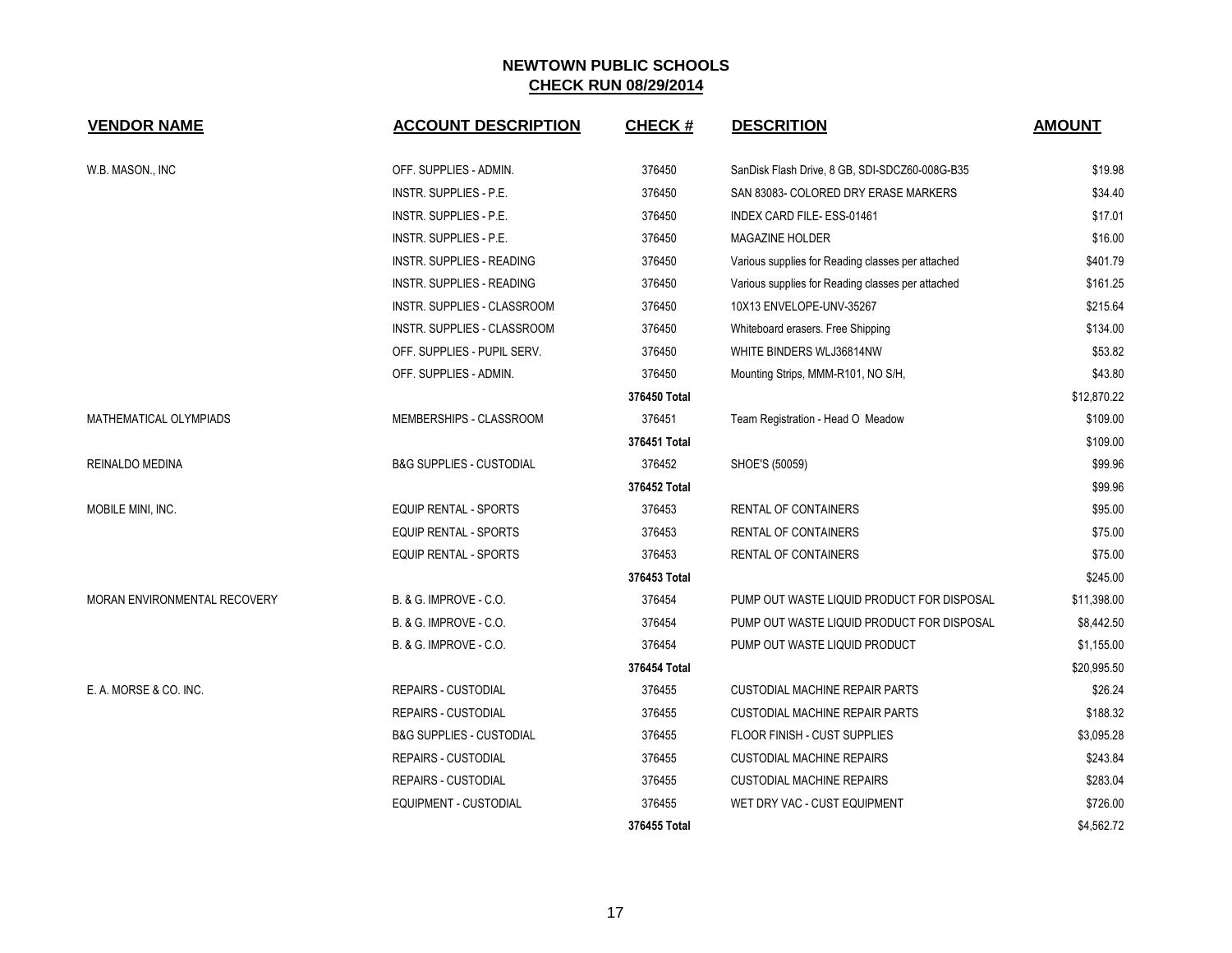**NEWTOWN PUBLIC SCHOOLS**
**CHECK RUN 08/29/2014**

| VENDOR NAME | ACCOUNT DESCRIPTION | CHECK # | DESCRITION | AMOUNT |
|---|---|---|---|---|
| W.B. MASON., INC | OFF. SUPPLIES - ADMIN. | 376450 | SanDisk Flash Drive, 8 GB, SDI-SDCZ60-008G-B35 | $19.98 |
| | INSTR. SUPPLIES - P.E. | 376450 | SAN 83083- COLORED DRY ERASE MARKERS | $34.40 |
| | INSTR. SUPPLIES - P.E. | 376450 | INDEX CARD FILE- ESS-01461 | $17.01 |
| | INSTR. SUPPLIES - P.E. | 376450 | MAGAZINE HOLDER | $16.00 |
| | INSTR. SUPPLIES - READING | 376450 | Various supplies for Reading classes per attached | $401.79 |
| | INSTR. SUPPLIES - READING | 376450 | Various supplies for Reading classes per attached | $161.25 |
| | INSTR. SUPPLIES - CLASSROOM | 376450 | 10X13 ENVELOPE-UNV-35267 | $215.64 |
| | INSTR. SUPPLIES - CLASSROOM | 376450 | Whiteboard erasers. Free Shipping | $134.00 |
| | OFF. SUPPLIES - PUPIL SERV. | 376450 | WHITE BINDERS WLJ36814NW | $53.82 |
| | OFF. SUPPLIES - ADMIN. | 376450 | Mounting Strips, MMM-R101, NO S/H, | $43.80 |
| | | **376450 Total** | | $12,870.22 |
| MATHEMATICAL OLYMPIADS | MEMBERSHIPS - CLASSROOM | 376451 | Team Registration - Head O Meadow | $109.00 |
| | | **376451 Total** | | $109.00 |
| REINALDO MEDINA | B&G SUPPLIES - CUSTODIAL | 376452 | SHOE'S (50059) | $99.96 |
| | | **376452 Total** | | $99.96 |
| MOBILE MINI, INC. | EQUIP RENTAL - SPORTS | 376453 | RENTAL OF CONTAINERS | $95.00 |
| | EQUIP RENTAL - SPORTS | 376453 | RENTAL OF CONTAINERS | $75.00 |
| | EQUIP RENTAL - SPORTS | 376453 | RENTAL OF CONTAINERS | $75.00 |
| | | **376453 Total** | | $245.00 |
| MORAN ENVIRONMENTAL RECOVERY | B. & G. IMPROVE - C.O. | 376454 | PUMP OUT WASTE LIQUID PRODUCT FOR DISPOSAL | $11,398.00 |
| | B. & G. IMPROVE - C.O. | 376454 | PUMP OUT WASTE LIQUID PRODUCT FOR DISPOSAL | $8,442.50 |
| | B. & G. IMPROVE - C.O. | 376454 | PUMP OUT WASTE LIQUID PRODUCT | $1,155.00 |
| | | **376454 Total** | | $20,995.50 |
| E. A. MORSE & CO. INC. | REPAIRS - CUSTODIAL | 376455 | CUSTODIAL MACHINE REPAIR PARTS | $26.24 |
| | REPAIRS - CUSTODIAL | 376455 | CUSTODIAL MACHINE REPAIR PARTS | $188.32 |
| | B&G SUPPLIES - CUSTODIAL | 376455 | FLOOR FINISH - CUST SUPPLIES | $3,095.28 |
| | REPAIRS - CUSTODIAL | 376455 | CUSTODIAL MACHINE REPAIRS | $243.84 |
| | REPAIRS - CUSTODIAL | 376455 | CUSTODIAL MACHINE REPAIRS | $283.04 |
| | EQUIPMENT - CUSTODIAL | 376455 | WET DRY VAC - CUST EQUIPMENT | $726.00 |
| | | **376455 Total** | | $4,562.72 |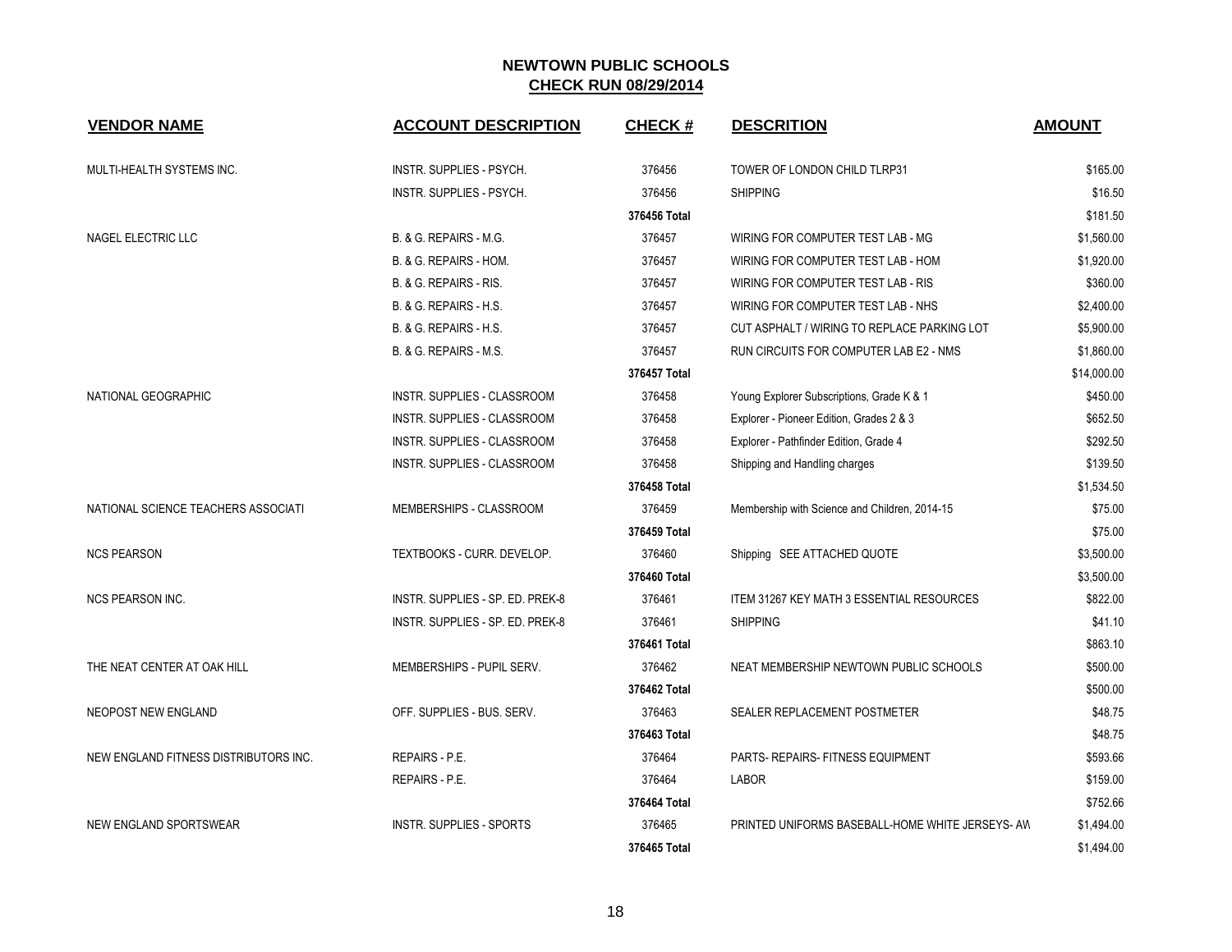# NEWTOWN PUBLIC SCHOOLS
## CHECK RUN 08/29/2014

| VENDOR NAME | ACCOUNT DESCRIPTION | CHECK # | DESCRITION | AMOUNT |
|---|---|---|---|---|
| MULTI-HEALTH SYSTEMS INC. | INSTR. SUPPLIES - PSYCH. | 376456 | TOWER OF LONDON CHILD TLRP31 | $165.00 |
| | INSTR. SUPPLIES - PSYCH. | 376456 | SHIPPING | $16.50 |
| | | **376456 Total** | | $181.50 |
| NAGEL ELECTRIC LLC | B. & G. REPAIRS - M.G. | 376457 | WIRING FOR COMPUTER TEST LAB - MG | $1,560.00 |
| | B. & G. REPAIRS - HOM. | 376457 | WIRING FOR COMPUTER TEST LAB - HOM | $1,920.00 |
| | B. & G. REPAIRS - RIS. | 376457 | WIRING FOR COMPUTER TEST LAB - RIS | $360.00 |
| | B. & G. REPAIRS - H.S. | 376457 | WIRING FOR COMPUTER TEST LAB - NHS | $2,400.00 |
| | B. & G. REPAIRS - H.S. | 376457 | CUT ASPHALT / WIRING TO REPLACE PARKING LOT | $5,900.00 |
| | B. & G. REPAIRS - M.S. | 376457 | RUN CIRCUITS FOR COMPUTER LAB E2 - NMS | $1,860.00 |
| | | **376457 Total** | | $14,000.00 |
| NATIONAL GEOGRAPHIC | INSTR. SUPPLIES - CLASSROOM | 376458 | Young Explorer Subscriptions, Grade K & 1 | $450.00 |
| | INSTR. SUPPLIES - CLASSROOM | 376458 | Explorer - Pioneer Edition, Grades 2 & 3 | $652.50 |
| | INSTR. SUPPLIES - CLASSROOM | 376458 | Explorer - Pathfinder Edition, Grade 4 | $292.50 |
| | INSTR. SUPPLIES - CLASSROOM | 376458 | Shipping and Handling charges | $139.50 |
| | | **376458 Total** | | $1,534.50 |
| NATIONAL SCIENCE TEACHERS ASSOCIATI | MEMBERSHIPS - CLASSROOM | 376459 | Membership with Science and Children, 2014-15 | $75.00 |
| | | **376459 Total** | | $75.00 |
| NCS PEARSON | TEXTBOOKS - CURR. DEVELOP. | 376460 | Shipping SEE ATTACHED QUOTE | $3,500.00 |
| | | **376460 Total** | | $3,500.00 |
| NCS PEARSON INC. | INSTR. SUPPLIES - SP. ED. PREK-8 | 376461 | ITEM 31267 KEY MATH 3 ESSENTIAL RESOURCES | $822.00 |
| | INSTR. SUPPLIES - SP. ED. PREK-8 | 376461 | SHIPPING | $41.10 |
| | | **376461 Total** | | $863.10 |
| THE NEAT CENTER AT OAK HILL | MEMBERSHIPS - PUPIL SERV. | 376462 | NEAT MEMBERSHIP NEWTOWN PUBLIC SCHOOLS | $500.00 |
| | | **376462 Total** | | $500.00 |
| NEOPOST NEW ENGLAND | OFF. SUPPLIES - BUS. SERV. | 376463 | SEALER REPLACEMENT POSTMETER | $48.75 |
| | | **376463 Total** | | $48.75 |
| NEW ENGLAND FITNESS DISTRIBUTORS INC. | REPAIRS - P.E. | 376464 | PARTS- REPAIRS- FITNESS EQUIPMENT | $593.66 |
| | REPAIRS - P.E. | 376464 | LABOR | $159.00 |
| | | **376464 Total** | | $752.66 |
| NEW ENGLAND SPORTSWEAR | INSTR. SUPPLIES - SPORTS | 376465 | PRINTED UNIFORMS BASEBALL-HOME WHITE JERSEYS- AW | $1,494.00 |
| | | **376465 Total** | | $1,494.00 |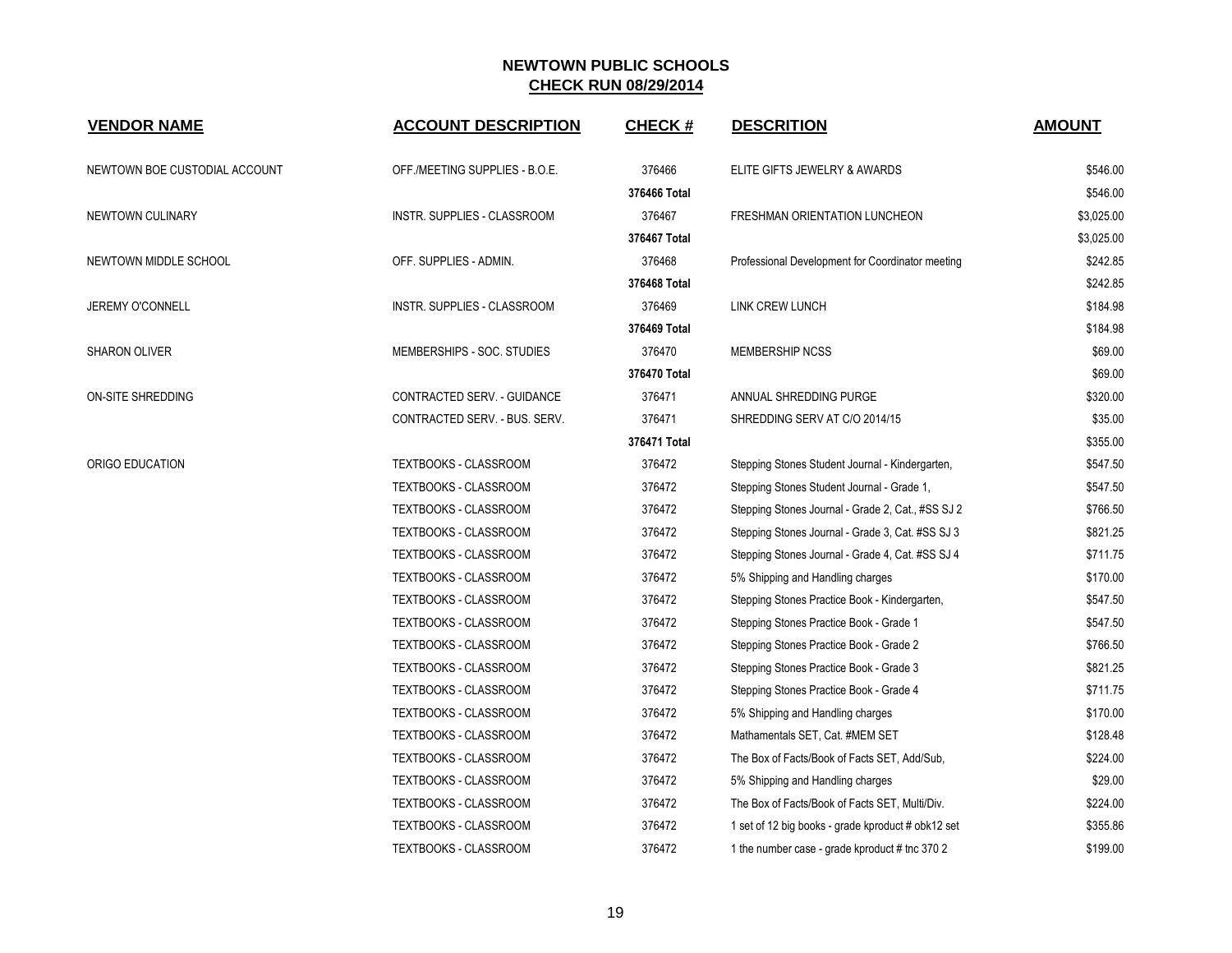# NEWTOWN PUBLIC SCHOOLS

## CHECK RUN 08/29/2014

| VENDOR NAME | ACCOUNT DESCRIPTION | CHECK # | DESCRITION | AMOUNT |
|---|---|---|---|---|
| NEWTOWN BOE CUSTODIAL ACCOUNT | OFF./MEETING SUPPLIES - B.O.E. | 376466 | ELITE GIFTS JEWELRY & AWARDS | $546.00 |
| | | **376466 Total** | | $546.00 |
| NEWTOWN CULINARY | INSTR. SUPPLIES - CLASSROOM | 376467 | FRESHMAN ORIENTATION LUNCHEON | $3,025.00 |
| | | **376467 Total** | | $3,025.00 |
| NEWTOWN MIDDLE SCHOOL | OFF. SUPPLIES - ADMIN. | 376468 | Professional Development for Coordinator meeting | $242.85 |
| | | **376468 Total** | | $242.85 |
| JEREMY O'CONNELL | INSTR. SUPPLIES - CLASSROOM | 376469 | LINK CREW LUNCH | $184.98 |
| | | **376469 Total** | | $184.98 |
| SHARON OLIVER | MEMBERSHIPS - SOC. STUDIES | 376470 | MEMBERSHIP NCSS | $69.00 |
| | | **376470 Total** | | $69.00 |
| ON-SITE SHREDDING | CONTRACTED SERV. - GUIDANCE | 376471 | ANNUAL SHREDDING PURGE | $320.00 |
| | CONTRACTED SERV. - BUS. SERV. | 376471 | SHREDDING SERV AT C/O 2014/15 | $35.00 |
| | | **376471 Total** | | $355.00 |
| ORIGO EDUCATION | TEXTBOOKS - CLASSROOM | 376472 | Stepping Stones Student Journal - Kindergarten, | $547.50 |
| | TEXTBOOKS - CLASSROOM | 376472 | Stepping Stones Student Journal - Grade 1, | $547.50 |
| | TEXTBOOKS - CLASSROOM | 376472 | Stepping Stones Journal - Grade 2, Cat., #SS SJ 2 | $766.50 |
| | TEXTBOOKS - CLASSROOM | 376472 | Stepping Stones Journal - Grade 3, Cat. #SS SJ 3 | $821.25 |
| | TEXTBOOKS - CLASSROOM | 376472 | Stepping Stones Journal - Grade 4, Cat. #SS SJ 4 | $711.75 |
| | TEXTBOOKS - CLASSROOM | 376472 | 5% Shipping and Handling charges | $170.00 |
| | TEXTBOOKS - CLASSROOM | 376472 | Stepping Stones Practice Book - Kindergarten, | $547.50 |
| | TEXTBOOKS - CLASSROOM | 376472 | Stepping Stones Practice Book - Grade 1 | $547.50 |
| | TEXTBOOKS - CLASSROOM | 376472 | Stepping Stones Practice Book - Grade 2 | $766.50 |
| | TEXTBOOKS - CLASSROOM | 376472 | Stepping Stones Practice Book - Grade 3 | $821.25 |
| | TEXTBOOKS - CLASSROOM | 376472 | Stepping Stones Practice Book - Grade 4 | $711.75 |
| | TEXTBOOKS - CLASSROOM | 376472 | 5% Shipping and Handling charges | $170.00 |
| | TEXTBOOKS - CLASSROOM | 376472 | Mathamentals SET, Cat. #MEM SET | $128.48 |
| | TEXTBOOKS - CLASSROOM | 376472 | The Box of Facts/Book of Facts SET, Add/Sub, | $224.00 |
| | TEXTBOOKS - CLASSROOM | 376472 | 5% Shipping and Handling charges | $29.00 |
| | TEXTBOOKS - CLASSROOM | 376472 | The Box of Facts/Book of Facts SET, Multi/Div. | $224.00 |
| | TEXTBOOKS - CLASSROOM | 376472 | 1 set of 12 big books - grade kproduct # obk12 set | $355.86 |
| | TEXTBOOKS - CLASSROOM | 376472 | 1 the number case - grade kproduct # tnc 370 2 | $199.00 |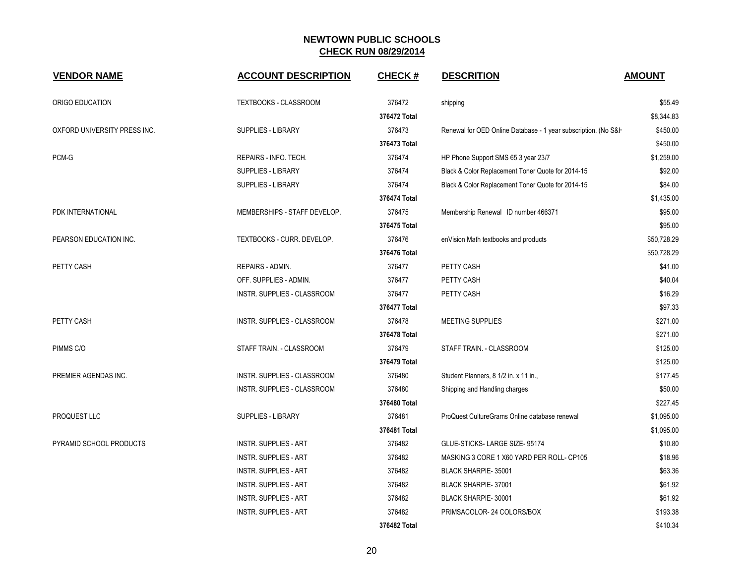# NEWTOWN PUBLIC SCHOOLS

## CHECK RUN 08/29/2014

| VENDOR NAME | ACCOUNT DESCRIPTION | CHECK # | DESCRITION | AMOUNT |
|---|---|---|---|---|
| ORIGO EDUCATION | TEXTBOOKS - CLASSROOM | 376472 | shipping | $55.49 |
| | | **376472 Total** | | $8,344.83 |
| OXFORD UNIVERSITY PRESS INC. | SUPPLIES - LIBRARY | 376473 | Renewal for OED Online Database - 1 year subscription. (No S&H | $450.00 |
| | | **376473 Total** | | $450.00 |
| PCM-G | REPAIRS - INFO. TECH. | 376474 | HP Phone Support SMS 65 3 year 23/7 | $1,259.00 |
| | SUPPLIES - LIBRARY | 376474 | Black & Color Replacement Toner Quote for 2014-15 | $92.00 |
| | SUPPLIES - LIBRARY | 376474 | Black & Color Replacement Toner Quote for 2014-15 | $84.00 |
| | | **376474 Total** | | $1,435.00 |
| PDK INTERNATIONAL | MEMBERSHIPS - STAFF DEVELOP. | 376475 | Membership Renewal ID number 466371 | $95.00 |
| | | **376475 Total** | | $95.00 |
| PEARSON EDUCATION INC. | TEXTBOOKS - CURR. DEVELOP. | 376476 | enVision Math textbooks and products | $50,728.29 |
| | | **376476 Total** | | $50,728.29 |
| PETTY CASH | REPAIRS - ADMIN. | 376477 | PETTY CASH | $41.00 |
| | OFF. SUPPLIES - ADMIN. | 376477 | PETTY CASH | $40.04 |
| | INSTR. SUPPLIES - CLASSROOM | 376477 | PETTY CASH | $16.29 |
| | | **376477 Total** | | $97.33 |
| PETTY CASH | INSTR. SUPPLIES - CLASSROOM | 376478 | MEETING SUPPLIES | $271.00 |
| | | **376478 Total** | | $271.00 |
| PIMMS C/O | STAFF TRAIN. - CLASSROOM | 376479 | STAFF TRAIN. - CLASSROOM | $125.00 |
| | | **376479 Total** | | $125.00 |
| PREMIER AGENDAS INC. | INSTR. SUPPLIES - CLASSROOM | 376480 | Student Planners, 8 1/2 in. x 11 in., | $177.45 |
| | INSTR. SUPPLIES - CLASSROOM | 376480 | Shipping and Handling charges | $50.00 |
| | | **376480 Total** | | $227.45 |
| PROQUEST LLC | SUPPLIES - LIBRARY | 376481 | ProQuest CultureGrams Online database renewal | $1,095.00 |
| | | **376481 Total** | | $1,095.00 |
| PYRAMID SCHOOL PRODUCTS | INSTR. SUPPLIES - ART | 376482 | GLUE-STICKS- LARGE SIZE- 95174 | $10.80 |
| | INSTR. SUPPLIES - ART | 376482 | MASKING 3 CORE 1 X60 YARD PER ROLL- CP105 | $18.96 |
| | INSTR. SUPPLIES - ART | 376482 | BLACK SHARPIE- 35001 | $63.36 |
| | INSTR. SUPPLIES - ART | 376482 | BLACK SHARPIE- 37001 | $61.92 |
| | INSTR. SUPPLIES - ART | 376482 | BLACK SHARPIE- 30001 | $61.92 |
| | INSTR. SUPPLIES - ART | 376482 | PRIMSACOLOR- 24 COLORS/BOX | $193.38 |
| | | **376482 Total** | | $410.34 |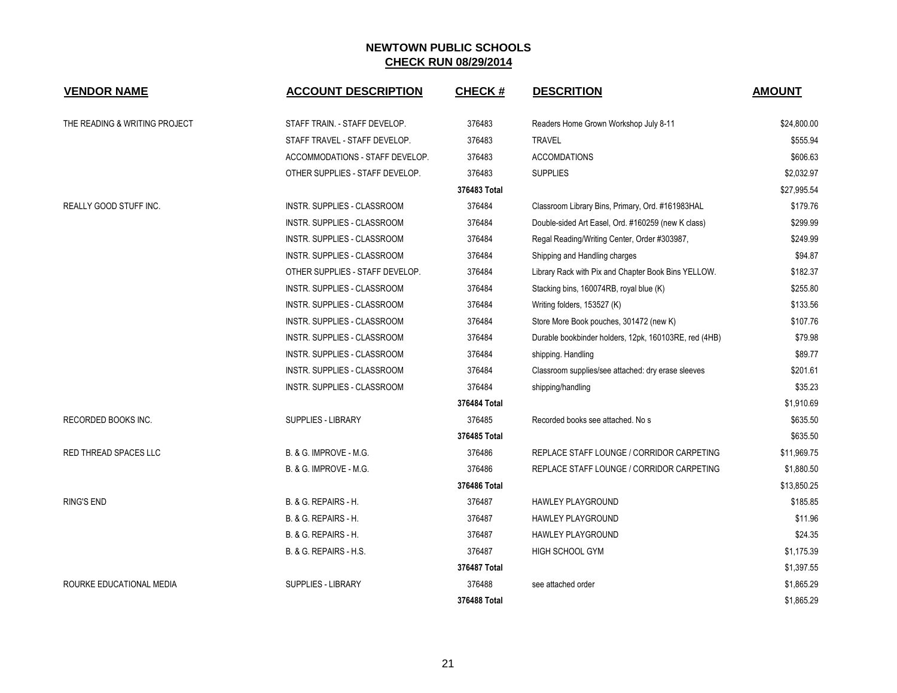# NEWTOWN PUBLIC SCHOOLS

## CHECK RUN 08/29/2014

| VENDOR NAME | ACCOUNT DESCRIPTION | CHECK # | DESCRITION | AMOUNT |
|---|---|---|---|---|
| THE READING & WRITING PROJECT | STAFF TRAIN. - STAFF DEVELOP. | 376483 | Readers Home Grown Workshop July 8-11 | $24,800.00 |
| | STAFF TRAVEL - STAFF DEVELOP. | 376483 | TRAVEL | $555.94 |
| | ACCOMMODATIONS - STAFF DEVELOP. | 376483 | ACCOMDATIONS | $606.63 |
| | OTHER SUPPLIES - STAFF DEVELOP. | 376483 | SUPPLIES | $2,032.97 |
| | | **376483 Total** | | $27,995.54 |
| REALLY GOOD STUFF INC. | INSTR. SUPPLIES - CLASSROOM | 376484 | Classroom Library Bins, Primary, Ord. #161983HAL | $179.76 |
| | INSTR. SUPPLIES - CLASSROOM | 376484 | Double-sided Art Easel, Ord. #160259 (new K class) | $299.99 |
| | INSTR. SUPPLIES - CLASSROOM | 376484 | Regal Reading/Writing Center, Order #303987, | $249.99 |
| | INSTR. SUPPLIES - CLASSROOM | 376484 | Shipping and Handling charges | $94.87 |
| | OTHER SUPPLIES - STAFF DEVELOP. | 376484 | Library Rack with Pix and Chapter Book Bins YELLOW. | $182.37 |
| | INSTR. SUPPLIES - CLASSROOM | 376484 | Stacking bins, 160074RB, royal blue (K) | $255.80 |
| | INSTR. SUPPLIES - CLASSROOM | 376484 | Writing folders, 153527 (K) | $133.56 |
| | INSTR. SUPPLIES - CLASSROOM | 376484 | Store More Book pouches, 301472 (new K) | $107.76 |
| | INSTR. SUPPLIES - CLASSROOM | 376484 | Durable bookbinder holders, 12pk, 160103RE, red (4HB) | $79.98 |
| | INSTR. SUPPLIES - CLASSROOM | 376484 | shipping. Handling | $89.77 |
| | INSTR. SUPPLIES - CLASSROOM | 376484 | Classroom supplies/see attached: dry erase sleeves | $201.61 |
| | INSTR. SUPPLIES - CLASSROOM | 376484 | shipping/handling | $35.23 |
| | | **376484 Total** | | $1,910.69 |
| RECORDED BOOKS INC. | SUPPLIES - LIBRARY | 376485 | Recorded books see attached. No s | $635.50 |
| | | **376485 Total** | | $635.50 |
| RED THREAD SPACES LLC | B. & G. IMPROVE - M.G. | 376486 | REPLACE STAFF LOUNGE / CORRIDOR CARPETING | $11,969.75 |
| | B. & G. IMPROVE - M.G. | 376486 | REPLACE STAFF LOUNGE / CORRIDOR CARPETING | $1,880.50 |
| | | **376486 Total** | | $13,850.25 |
| RING'S END | B. & G. REPAIRS - H. | 376487 | HAWLEY PLAYGROUND | $185.85 |
| | B. & G. REPAIRS - H. | 376487 | HAWLEY PLAYGROUND | $11.96 |
| | B. & G. REPAIRS - H. | 376487 | HAWLEY PLAYGROUND | $24.35 |
| | B. & G. REPAIRS - H.S. | 376487 | HIGH SCHOOL GYM | $1,175.39 |
| | | **376487 Total** | | $1,397.55 |
| ROURKE EDUCATIONAL MEDIA | SUPPLIES - LIBRARY | 376488 | see attached order | $1,865.29 |
| | | **376488 Total** | | $1,865.29 |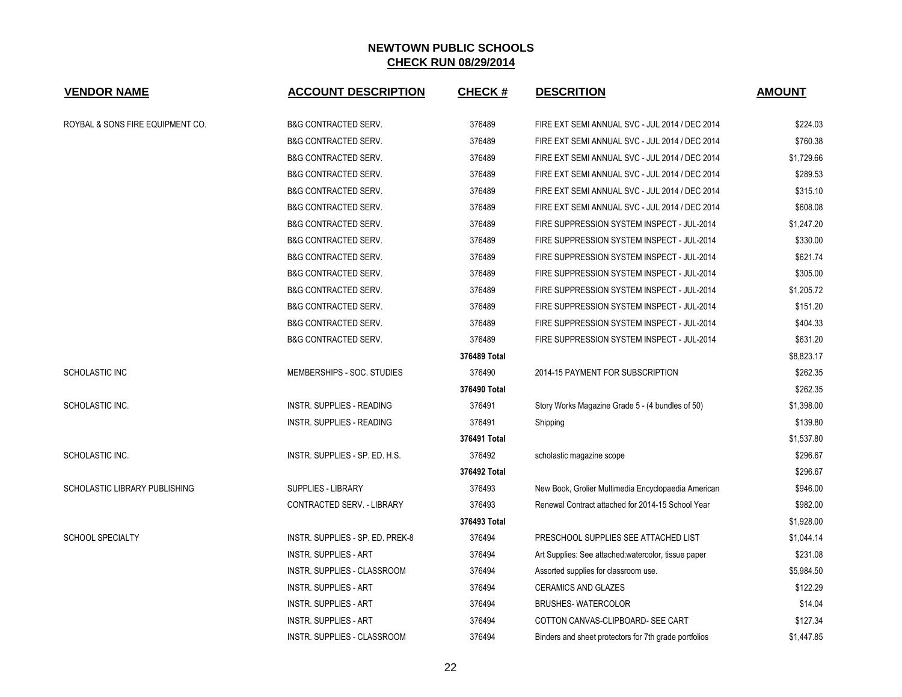# NEWTOWN PUBLIC SCHOOLS

## CHECK RUN 08/29/2014

| VENDOR NAME | ACCOUNT DESCRIPTION | CHECK # | DESCRITION | AMOUNT |
|---|---|---|---|---|
| ROYBAL & SONS FIRE EQUIPMENT CO. | B&G CONTRACTED SERV. | 376489 | FIRE EXT SEMI ANNUAL SVC - JUL 2014 / DEC 2014 | $224.03 |
| | B&G CONTRACTED SERV. | 376489 | FIRE EXT SEMI ANNUAL SVC - JUL 2014 / DEC 2014 | $760.38 |
| | B&G CONTRACTED SERV. | 376489 | FIRE EXT SEMI ANNUAL SVC - JUL 2014 / DEC 2014 | $1,729.66 |
| | B&G CONTRACTED SERV. | 376489 | FIRE EXT SEMI ANNUAL SVC - JUL 2014 / DEC 2014 | $289.53 |
| | B&G CONTRACTED SERV. | 376489 | FIRE EXT SEMI ANNUAL SVC - JUL 2014 / DEC 2014 | $315.10 |
| | B&G CONTRACTED SERV. | 376489 | FIRE EXT SEMI ANNUAL SVC - JUL 2014 / DEC 2014 | $608.08 |
| | B&G CONTRACTED SERV. | 376489 | FIRE SUPPRESSION SYSTEM INSPECT - JUL-2014 | $1,247.20 |
| | B&G CONTRACTED SERV. | 376489 | FIRE SUPPRESSION SYSTEM INSPECT - JUL-2014 | $330.00 |
| | B&G CONTRACTED SERV. | 376489 | FIRE SUPPRESSION SYSTEM INSPECT - JUL-2014 | $621.74 |
| | B&G CONTRACTED SERV. | 376489 | FIRE SUPPRESSION SYSTEM INSPECT - JUL-2014 | $305.00 |
| | B&G CONTRACTED SERV. | 376489 | FIRE SUPPRESSION SYSTEM INSPECT - JUL-2014 | $1,205.72 |
| | B&G CONTRACTED SERV. | 376489 | FIRE SUPPRESSION SYSTEM INSPECT - JUL-2014 | $151.20 |
| | B&G CONTRACTED SERV. | 376489 | FIRE SUPPRESSION SYSTEM INSPECT - JUL-2014 | $404.33 |
| | B&G CONTRACTED SERV. | 376489 | FIRE SUPPRESSION SYSTEM INSPECT - JUL-2014 | $631.20 |
| | | **376489 Total** | | $8,823.17 |
| SCHOLASTIC INC | MEMBERSHIPS - SOC. STUDIES | 376490 | 2014-15 PAYMENT FOR SUBSCRIPTION | $262.35 |
| | | **376490 Total** | | $262.35 |
| SCHOLASTIC INC. | INSTR. SUPPLIES - READING | 376491 | Story Works Magazine Grade 5 - (4 bundles of 50) | $1,398.00 |
| | INSTR. SUPPLIES - READING | 376491 | Shipping | $139.80 |
| | | **376491 Total** | | $1,537.80 |
| SCHOLASTIC INC. | INSTR. SUPPLIES - SP. ED. H.S. | 376492 | scholastic magazine scope | $296.67 |
| | | **376492 Total** | | $296.67 |
| SCHOLASTIC LIBRARY PUBLISHING | SUPPLIES - LIBRARY | 376493 | New Book, Grolier Multimedia Encyclopaedia American | $946.00 |
| | CONTRACTED SERV. - LIBRARY | 376493 | Renewal Contract attached for 2014-15 School Year | $982.00 |
| | | **376493 Total** | | $1,928.00 |
| SCHOOL SPECIALTY | INSTR. SUPPLIES - SP. ED. PREK-8 | 376494 | PRESCHOOL SUPPLIES SEE ATTACHED LIST | $1,044.14 |
| | INSTR. SUPPLIES - ART | 376494 | Art Supplies: See attached:watercolor, tissue paper | $231.08 |
| | INSTR. SUPPLIES - CLASSROOM | 376494 | Assorted supplies for classroom use. | $5,984.50 |
| | INSTR. SUPPLIES - ART | 376494 | CERAMICS AND GLAZES | $122.29 |
| | INSTR. SUPPLIES - ART | 376494 | BRUSHES- WATERCOLOR | $14.04 |
| | INSTR. SUPPLIES - ART | 376494 | COTTON CANVAS-CLIPBOARD- SEE CART | $127.34 |
| | INSTR. SUPPLIES - CLASSROOM | 376494 | Binders and sheet protectors for 7th grade portfolios | $1,447.85 |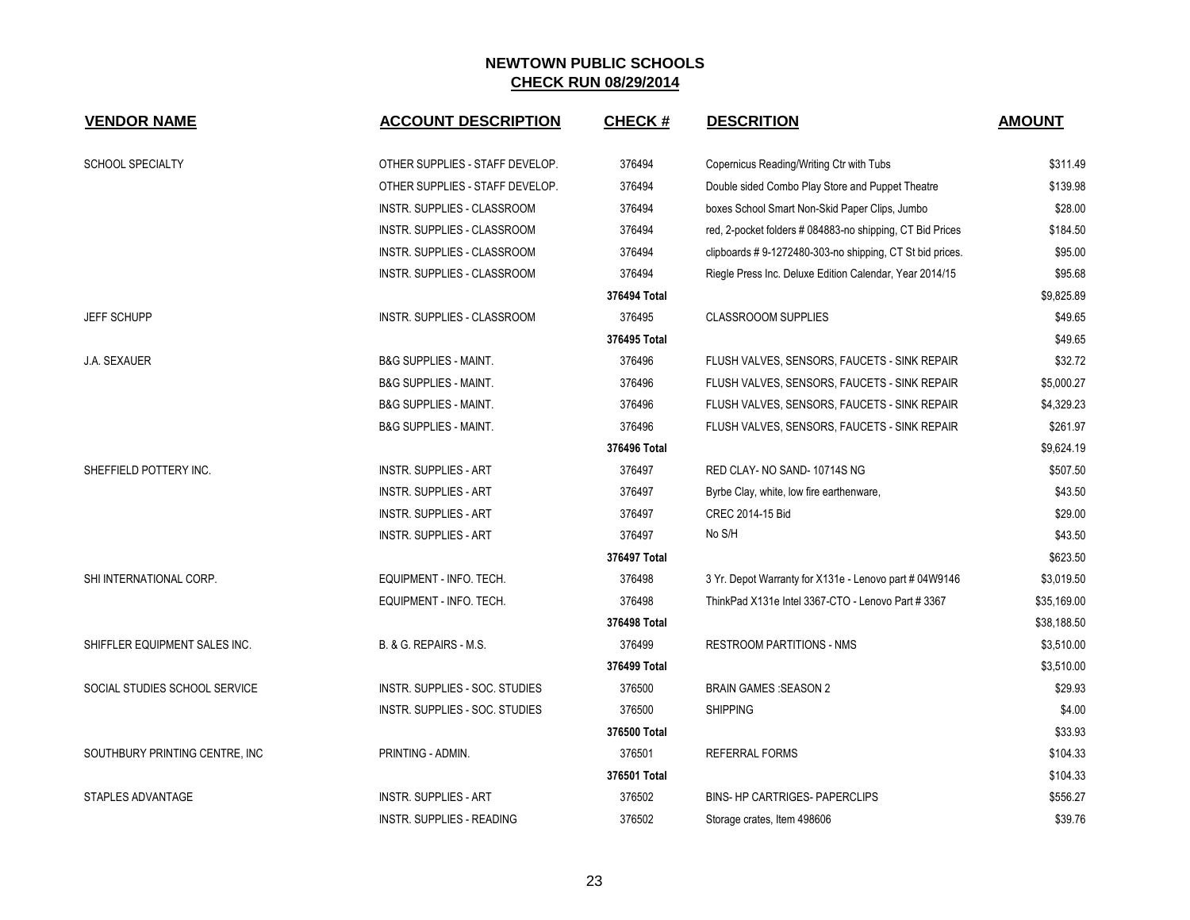# NEWTOWN PUBLIC SCHOOLS

## CHECK RUN 08/29/2014

| VENDOR NAME | ACCOUNT DESCRIPTION | CHECK # | DESCRITION | AMOUNT |
|---|---|---|---|---|
| SCHOOL SPECIALTY | OTHER SUPPLIES - STAFF DEVELOP. | 376494 | Copernicus Reading/Writing Ctr with Tubs | $311.49 |
| | OTHER SUPPLIES - STAFF DEVELOP. | 376494 | Double sided Combo Play Store and Puppet Theatre | $139.98 |
| | INSTR. SUPPLIES - CLASSROOM | 376494 | boxes School Smart Non-Skid Paper Clips, Jumbo | $28.00 |
| | INSTR. SUPPLIES - CLASSROOM | 376494 | red, 2-pocket folders # 084883-no shipping, CT Bid Prices | $184.50 |
| | INSTR. SUPPLIES - CLASSROOM | 376494 | clipboards # 9-1272480-303-no shipping, CT St bid prices. | $95.00 |
| | INSTR. SUPPLIES - CLASSROOM | 376494 | Riegle Press Inc. Deluxe Edition Calendar, Year 2014/15 | $95.68 |
| | | **376494 Total** | | $9,825.89 |
| JEFF SCHUPP | INSTR. SUPPLIES - CLASSROOM | 376495 | CLASSROOOM SUPPLIES | $49.65 |
| | | **376495 Total** | | $49.65 |
| J.A. SEXAUER | B&G SUPPLIES - MAINT. | 376496 | FLUSH VALVES, SENSORS, FAUCETS - SINK REPAIR | $32.72 |
| | B&G SUPPLIES - MAINT. | 376496 | FLUSH VALVES, SENSORS, FAUCETS - SINK REPAIR | $5,000.27 |
| | B&G SUPPLIES - MAINT. | 376496 | FLUSH VALVES, SENSORS, FAUCETS - SINK REPAIR | $4,329.23 |
| | B&G SUPPLIES - MAINT. | 376496 | FLUSH VALVES, SENSORS, FAUCETS - SINK REPAIR | $261.97 |
| | | **376496 Total** | | $9,624.19 |
| SHEFFIELD POTTERY INC. | INSTR. SUPPLIES - ART | 376497 | RED CLAY- NO SAND- 10714S NG | $507.50 |
| | INSTR. SUPPLIES - ART | 376497 | Byrbe Clay, white, low fire earthenware, | $43.50 |
| | INSTR. SUPPLIES - ART | 376497 | CREC 2014-15 Bid | $29.00 |
| | INSTR. SUPPLIES - ART | 376497 | No S/H | $43.50 |
| | | **376497 Total** | | $623.50 |
| SHI INTERNATIONAL CORP. | EQUIPMENT - INFO. TECH. | 376498 | 3 Yr. Depot Warranty for X131e - Lenovo part # 04W9146 | $3,019.50 |
| | EQUIPMENT - INFO. TECH. | 376498 | ThinkPad X131e Intel 3367-CTO - Lenovo Part # 3367 | $35,169.00 |
| | | **376498 Total** | | $38,188.50 |
| SHIFFLER EQUIPMENT SALES INC. | B. & G. REPAIRS - M.S. | 376499 | RESTROOM PARTITIONS - NMS | $3,510.00 |
| | | **376499 Total** | | $3,510.00 |
| SOCIAL STUDIES SCHOOL SERVICE | INSTR. SUPPLIES - SOC. STUDIES | 376500 | BRAIN GAMES :SEASON 2 | $29.93 |
| | INSTR. SUPPLIES - SOC. STUDIES | 376500 | SHIPPING | $4.00 |
| | | **376500 Total** | | $33.93 |
| SOUTHBURY PRINTING CENTRE, INC | PRINTING - ADMIN. | 376501 | REFERRAL FORMS | $104.33 |
| | | **376501 Total** | | $104.33 |
| STAPLES ADVANTAGE | INSTR. SUPPLIES - ART | 376502 | BINS- HP CARTRIGES- PAPERCLIPS | $556.27 |
| | INSTR. SUPPLIES - READING | 376502 | Storage crates, Item 498606 | $39.76 |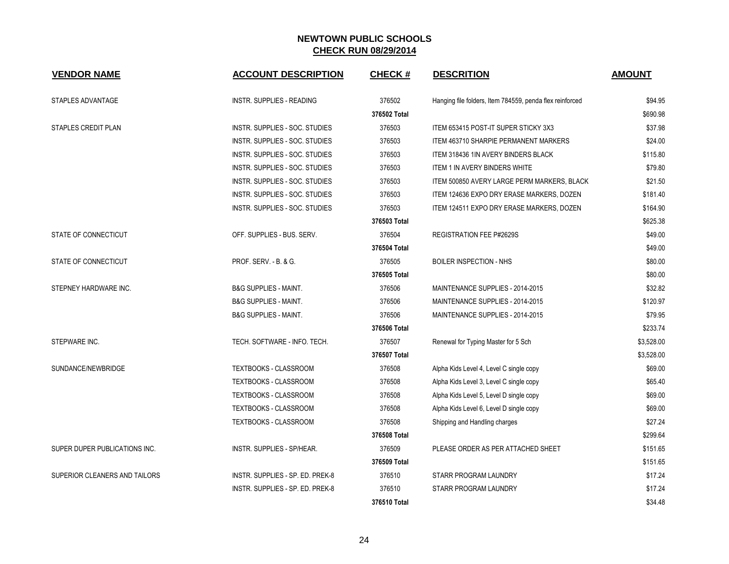# NEWTOWN PUBLIC SCHOOLS
## CHECK RUN 08/29/2014

| VENDOR NAME | ACCOUNT DESCRIPTION | CHECK # | DESCRITION | AMOUNT |
|---|---|---|---|---|
| STAPLES ADVANTAGE | INSTR. SUPPLIES - READING | 376502 | Hanging file folders, Item 784559, penda flex reinforced | $94.95 |
| | | **376502 Total** | | $690.98 |
| STAPLES CREDIT PLAN | INSTR. SUPPLIES - SOC. STUDIES | 376503 | ITEM 653415 POST-IT SUPER STICKY 3X3 | $37.98 |
| | INSTR. SUPPLIES - SOC. STUDIES | 376503 | ITEM 463710 SHARPIE PERMANENT MARKERS | $24.00 |
| | INSTR. SUPPLIES - SOC. STUDIES | 376503 | ITEM 318436 1IN AVERY BINDERS BLACK | $115.80 |
| | INSTR. SUPPLIES - SOC. STUDIES | 376503 | ITEM 1 IN AVERY BINDERS WHITE | $79.80 |
| | INSTR. SUPPLIES - SOC. STUDIES | 376503 | ITEM 500850 AVERY LARGE PERM MARKERS, BLACK | $21.50 |
| | INSTR. SUPPLIES - SOC. STUDIES | 376503 | ITEM 124636 EXPO DRY ERASE MARKERS, DOZEN | $181.40 |
| | INSTR. SUPPLIES - SOC. STUDIES | 376503 | ITEM 124511 EXPO DRY ERASE MARKERS, DOZEN | $164.90 |
| | | **376503 Total** | | $625.38 |
| STATE OF CONNECTICUT | OFF. SUPPLIES - BUS. SERV. | 376504 | REGISTRATION FEE P#2629S | $49.00 |
| | | **376504 Total** | | $49.00 |
| STATE OF CONNECTICUT | PROF. SERV. - B. & G. | 376505 | BOILER INSPECTION - NHS | $80.00 |
| | | **376505 Total** | | $80.00 |
| STEPNEY HARDWARE INC. | B&G SUPPLIES - MAINT. | 376506 | MAINTENANCE SUPPLIES - 2014-2015 | $32.82 |
| | B&G SUPPLIES - MAINT. | 376506 | MAINTENANCE SUPPLIES - 2014-2015 | $120.97 |
| | B&G SUPPLIES - MAINT. | 376506 | MAINTENANCE SUPPLIES - 2014-2015 | $79.95 |
| | | **376506 Total** | | $233.74 |
| STEPWARE INC. | TECH. SOFTWARE - INFO. TECH. | 376507 | Renewal for Typing Master for 5 Sch | $3,528.00 |
| | | **376507 Total** | | $3,528.00 |
| SUNDANCE/NEWBRIDGE | TEXTBOOKS - CLASSROOM | 376508 | Alpha Kids Level 4, Level C single copy | $69.00 |
| | TEXTBOOKS - CLASSROOM | 376508 | Alpha Kids Level 3, Level C single copy | $65.40 |
| | TEXTBOOKS - CLASSROOM | 376508 | Alpha Kids Level 5, Level D single copy | $69.00 |
| | TEXTBOOKS - CLASSROOM | 376508 | Alpha Kids Level 6, Level D single copy | $69.00 |
| | TEXTBOOKS - CLASSROOM | 376508 | Shipping and Handling charges | $27.24 |
| | | **376508 Total** | | $299.64 |
| SUPER DUPER PUBLICATIONS INC. | INSTR. SUPPLIES - SP/HEAR. | 376509 | PLEASE ORDER AS PER ATTACHED SHEET | $151.65 |
| | | **376509 Total** | | $151.65 |
| SUPERIOR CLEANERS AND TAILORS | INSTR. SUPPLIES - SP. ED. PREK-8 | 376510 | STARR PROGRAM LAUNDRY | $17.24 |
| | INSTR. SUPPLIES - SP. ED. PREK-8 | 376510 | STARR PROGRAM LAUNDRY | $17.24 |
| | | **376510 Total** | | $34.48 |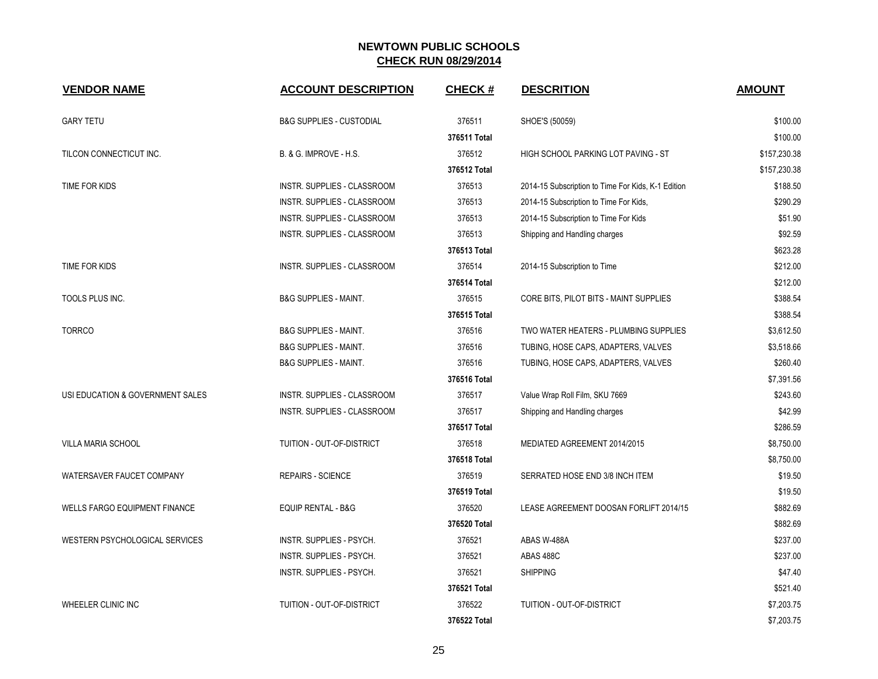# NEWTOWN PUBLIC SCHOOLS

## CHECK RUN 08/29/2014

| VENDOR NAME | ACCOUNT DESCRIPTION | CHECK # | DESCRITION | AMOUNT |
|---|---|---|---|---|
| GARY TETU | B&G SUPPLIES - CUSTODIAL | 376511 | SHOE'S (50059) | $100.00 |
| | | **376511 Total** | | $100.00 |
| TILCON CONNECTICUT INC. | B. & G. IMPROVE - H.S. | 376512 | HIGH SCHOOL PARKING LOT PAVING - ST | $157,230.38 |
| | | **376512 Total** | | $157,230.38 |
| TIME FOR KIDS | INSTR. SUPPLIES - CLASSROOM | 376513 | 2014-15 Subscription to Time For Kids, K-1 Edition | $188.50 |
| | INSTR. SUPPLIES - CLASSROOM | 376513 | 2014-15 Subscription to Time For Kids, | $290.29 |
| | INSTR. SUPPLIES - CLASSROOM | 376513 | 2014-15 Subscription to Time For Kids | $51.90 |
| | INSTR. SUPPLIES - CLASSROOM | 376513 | Shipping and Handling charges | $92.59 |
| | | **376513 Total** | | $623.28 |
| TIME FOR KIDS | INSTR. SUPPLIES - CLASSROOM | 376514 | 2014-15 Subscription to Time | $212.00 |
| | | **376514 Total** | | $212.00 |
| TOOLS PLUS INC. | B&G SUPPLIES - MAINT. | 376515 | CORE BITS, PILOT BITS - MAINT SUPPLIES | $388.54 |
| | | **376515 Total** | | $388.54 |
| TORRCO | B&G SUPPLIES - MAINT. | 376516 | TWO WATER HEATERS - PLUMBING SUPPLIES | $3,612.50 |
| | B&G SUPPLIES - MAINT. | 376516 | TUBING, HOSE CAPS, ADAPTERS, VALVES | $3,518.66 |
| | B&G SUPPLIES - MAINT. | 376516 | TUBING, HOSE CAPS, ADAPTERS, VALVES | $260.40 |
| | | **376516 Total** | | $7,391.56 |
| USI EDUCATION & GOVERNMENT SALES | INSTR. SUPPLIES - CLASSROOM | 376517 | Value Wrap Roll Film, SKU 7669 | $243.60 |
| | INSTR. SUPPLIES - CLASSROOM | 376517 | Shipping and Handling charges | $42.99 |
| | | **376517 Total** | | $286.59 |
| VILLA MARIA SCHOOL | TUITION - OUT-OF-DISTRICT | 376518 | MEDIATED AGREEMENT 2014/2015 | $8,750.00 |
| | | **376518 Total** | | $8,750.00 |
| WATERSAVER FAUCET COMPANY | REPAIRS - SCIENCE | 376519 | SERRATED HOSE END 3/8 INCH ITEM | $19.50 |
| | | **376519 Total** | | $19.50 |
| WELLS FARGO EQUIPMENT FINANCE | EQUIP RENTAL - B&G | 376520 | LEASE AGREEMENT DOOSAN FORLIFT 2014/15 | $882.69 |
| | | **376520 Total** | | $882.69 |
| WESTERN PSYCHOLOGICAL SERVICES | INSTR. SUPPLIES - PSYCH. | 376521 | ABAS W-488A | $237.00 |
| | INSTR. SUPPLIES - PSYCH. | 376521 | ABAS 488C | $237.00 |
| | INSTR. SUPPLIES - PSYCH. | 376521 | SHIPPING | $47.40 |
| | | **376521 Total** | | $521.40 |
| WHEELER CLINIC INC | TUITION - OUT-OF-DISTRICT | 376522 | TUITION - OUT-OF-DISTRICT | $7,203.75 |
| | | **376522 Total** | | $7,203.75 |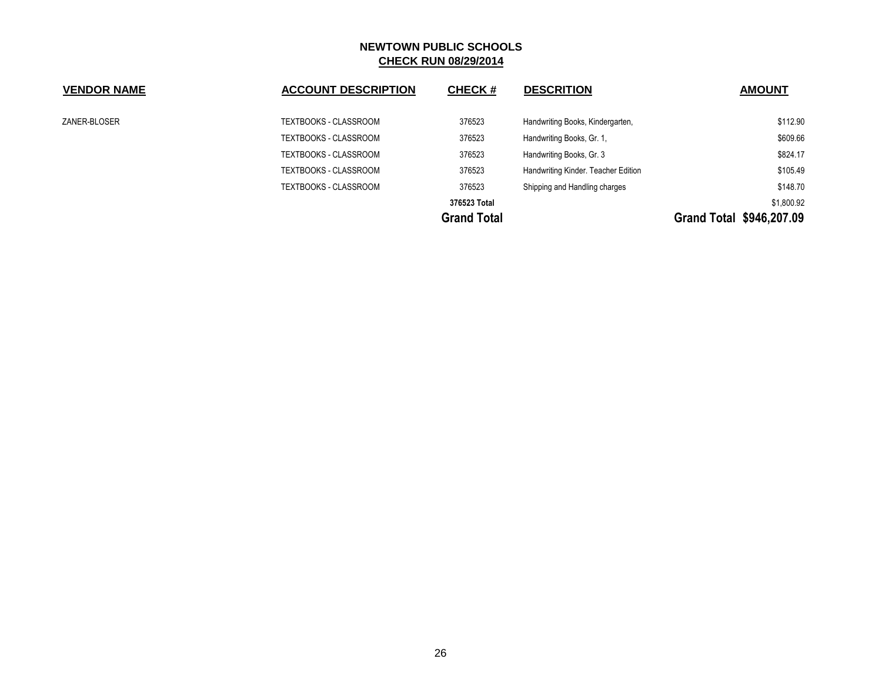**NEWTOWN PUBLIC SCHOOLS**
**CHECK RUN 08/29/2014**

| VENDOR NAME | ACCOUNT DESCRIPTION | CHECK # | DESCRITION | AMOUNT |
|---|---|---|---|---|
| ZANER-BLOSER | TEXTBOOKS - CLASSROOM | 376523 | Handwriting Books, Kindergarten, | $112.90 |
| | TEXTBOOKS - CLASSROOM | 376523 | Handwriting Books, Gr. 1, | $609.66 |
| | TEXTBOOKS - CLASSROOM | 376523 | Handwriting Books, Gr. 3 | $824.17 |
| | TEXTBOOKS - CLASSROOM | 376523 | Handwriting Kinder. Teacher Edition | $105.49 |
| | TEXTBOOKS - CLASSROOM | 376523 | Shipping and Handling charges | $148.70 |
| | | **376523 Total** | | $1,800.92 |
| | | **Grand Total** | | **Grand Total $946,207.09** |